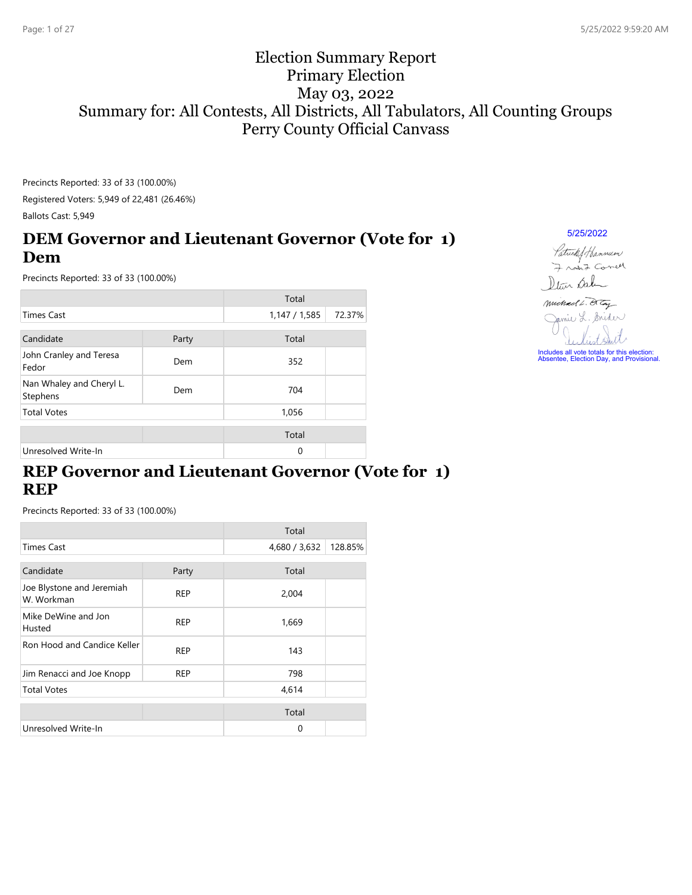# Election Summary Report
# Primary Election
# May 03, 2022
# Summary for: All Contests, All Districts, All Tabulators, All Counting Groups
# Perry County Official Canvass

Precincts Reported: 33 of 33 (100.00%)

Registered Voters: 5,949 of 22,481 (26.46%)

Ballots Cast: 5,949

5/25/2022

Includes all vote totals for this election: Absentee, Election Day, and Provisional.

## DEM Governor and Lieutenant Governor (Vote for 1) Dem

Precincts Reported: 33 of 33 (100.00%)

| | | Total | |
|---|---|---|---|
| Times Cast | | 1,147 / 1,585 | 72.37% |

| Candidate | Party | Total | |
|---|---|---|---|
| John Cranley and Teresa Fedor | Dem | 352 | |
| Nan Whaley and Cheryl L. Stephens | Dem | 704 | |
| Total Votes | | 1,056 | |

| | | Total | |
|---|---|---|---|
| Unresolved Write-In | | 0 | |

## REP Governor and Lieutenant Governor (Vote for 1) REP

Precincts Reported: 33 of 33 (100.00%)

| | | Total | |
|---|---|---|---|
| Times Cast | | 4,680 / 3,632 | 128.85% |

| Candidate | Party | Total | |
|---|---|---|---|
| Joe Blystone and Jeremiah W. Workman | REP | 2,004 | |
| Mike DeWine and Jon Husted | REP | 1,669 | |
| Ron Hood and Candice Keller | REP | 143 | |
| Jim Renacci and Joe Knopp | REP | 798 | |
| Total Votes | | 4,614 | |

| | | Total | |
|---|---|---|---|
| Unresolved Write-In | | 0 | |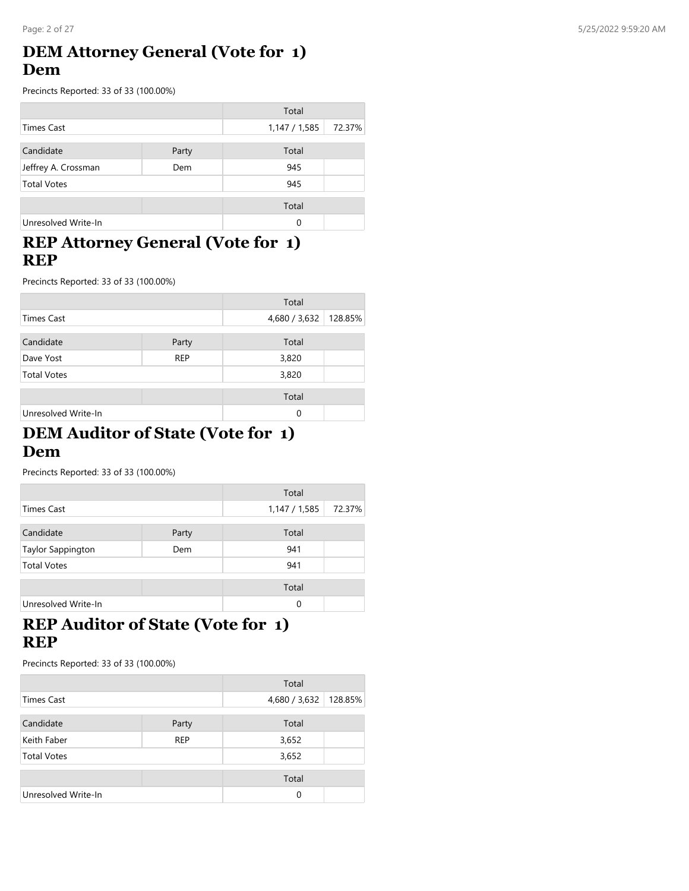## DEM Attorney General (Vote for 1) Dem

Precincts Reported: 33 of 33 (100.00%)

| | | Total | |
|---|---|---|---|
| Times Cast | | 1,147 / 1,585 | 72.37% |

| Candidate | Party | Total | |
|---|---|---|---|
| Jeffrey A. Crossman | Dem | 945 | |
| Total Votes | | 945 | |

| | | Total | |
|---|---|---|---|
| Unresolved Write-In | | 0 | |

## REP Attorney General (Vote for 1) REP

Precincts Reported: 33 of 33 (100.00%)

| | | Total | |
|---|---|---|---|
| Times Cast | | 4,680 / 3,632 | 128.85% |

| Candidate | Party | Total | |
|---|---|---|---|
| Dave Yost | REP | 3,820 | |
| Total Votes | | 3,820 | |

| | | Total | |
|---|---|---|---|
| Unresolved Write-In | | 0 | |

## DEM Auditor of State (Vote for 1) Dem

Precincts Reported: 33 of 33 (100.00%)

| | | Total | |
|---|---|---|---|
| Times Cast | | 1,147 / 1,585 | 72.37% |

| Candidate | Party | Total | |
|---|---|---|---|
| Taylor Sappington | Dem | 941 | |
| Total Votes | | 941 | |

| | | Total | |
|---|---|---|---|
| Unresolved Write-In | | 0 | |

## REP Auditor of State (Vote for 1) REP

Precincts Reported: 33 of 33 (100.00%)

| | | Total | |
|---|---|---|---|
| Times Cast | | 4,680 / 3,632 | 128.85% |

| Candidate | Party | Total | |
|---|---|---|---|
| Keith Faber | REP | 3,652 | |
| Total Votes | | 3,652 | |

| | | Total | |
|---|---|---|---|
| Unresolved Write-In | | 0 | |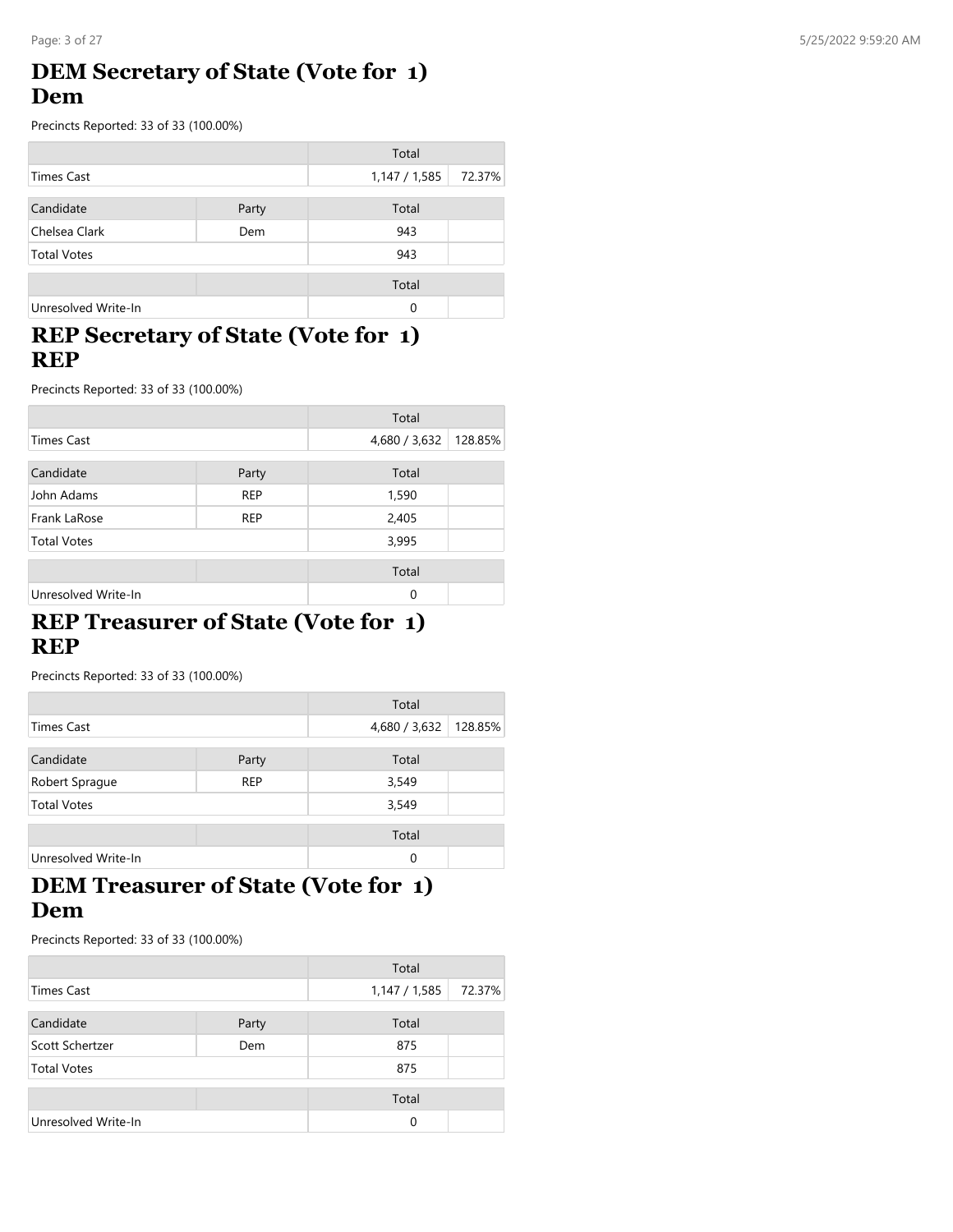## DEM Secretary of State (Vote for 1) Dem

Precincts Reported: 33 of 33 (100.00%)

| | | Total | |
|---|---|---|---|
| Times Cast | | 1,147 / 1,585 | 72.37% |

| Candidate | Party | Total | |
|---|---|---|---|
| Chelsea Clark | Dem | 943 | |
| Total Votes | | 943 | |

| | | Total | |
|---|---|---|---|
| Unresolved Write-In | | 0 | |

## REP Secretary of State (Vote for 1) REP

Precincts Reported: 33 of 33 (100.00%)

| | | Total | |
|---|---|---|---|
| Times Cast | | 4,680 / 3,632 | 128.85% |

| Candidate | Party | Total | |
|---|---|---|---|
| John Adams | REP | 1,590 | |
| Frank LaRose | REP | 2,405 | |
| Total Votes | | 3,995 | |

| | | Total | |
|---|---|---|---|
| Unresolved Write-In | | 0 | |

## REP Treasurer of State (Vote for 1) REP

Precincts Reported: 33 of 33 (100.00%)

| | | Total | |
|---|---|---|---|
| Times Cast | | 4,680 / 3,632 | 128.85% |

| Candidate | Party | Total | |
|---|---|---|---|
| Robert Sprague | REP | 3,549 | |
| Total Votes | | 3,549 | |

| | | Total | |
|---|---|---|---|
| Unresolved Write-In | | 0 | |

## DEM Treasurer of State (Vote for 1) Dem

Precincts Reported: 33 of 33 (100.00%)

| | | Total | |
|---|---|---|---|
| Times Cast | | 1,147 / 1,585 | 72.37% |

| Candidate | Party | Total | |
|---|---|---|---|
| Scott Schertzer | Dem | 875 | |
| Total Votes | | 875 | |

| | | Total | |
|---|---|---|---|
| Unresolved Write-In | | 0 | |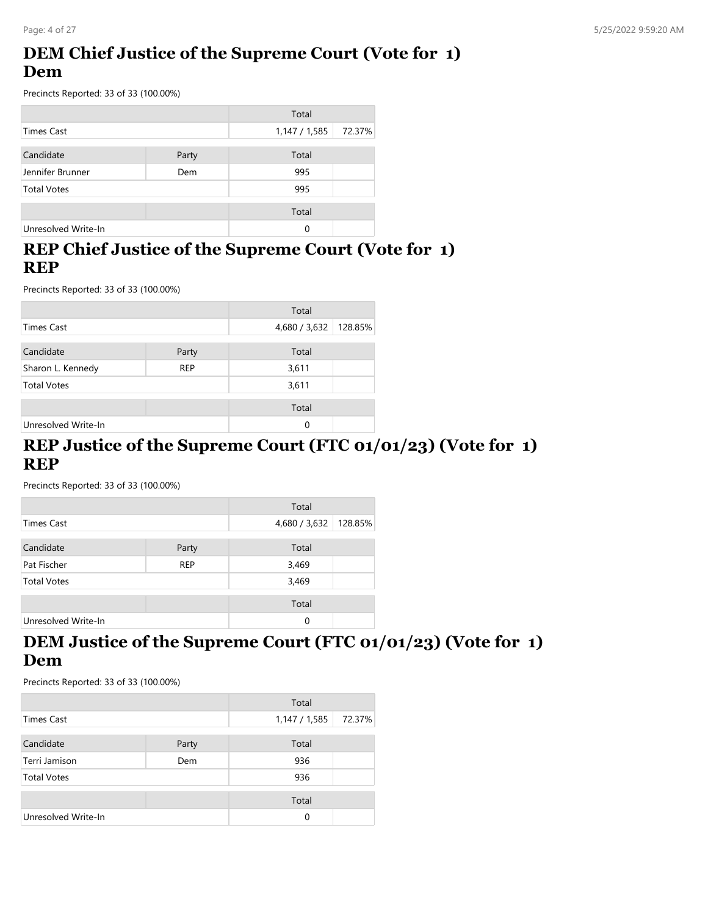## DEM Chief Justice of the Supreme Court (Vote for 1) Dem

Precincts Reported: 33 of 33 (100.00%)

| | | Total | |
|---|---|---|---|
| Times Cast | | 1,147 / 1,585 | 72.37% |

| Candidate | Party | Total | |
|---|---|---|---|
| Jennifer Brunner | Dem | 995 | |
| Total Votes | | 995 | |

| | | Total | |
|---|---|---|---|
| Unresolved Write-In | | 0 | |

## REP Chief Justice of the Supreme Court (Vote for 1) REP

Precincts Reported: 33 of 33 (100.00%)

| | | Total | |
|---|---|---|---|
| Times Cast | | 4,680 / 3,632 | 128.85% |

| Candidate | Party | Total | |
|---|---|---|---|
| Sharon L. Kennedy | REP | 3,611 | |
| Total Votes | | 3,611 | |

| | | Total | |
|---|---|---|---|
| Unresolved Write-In | | 0 | |

## REP Justice of the Supreme Court (FTC 01/01/23) (Vote for 1) REP

Precincts Reported: 33 of 33 (100.00%)

| | | Total | |
|---|---|---|---|
| Times Cast | | 4,680 / 3,632 | 128.85% |

| Candidate | Party | Total | |
|---|---|---|---|
| Pat Fischer | REP | 3,469 | |
| Total Votes | | 3,469 | |

| | | Total | |
|---|---|---|---|
| Unresolved Write-In | | 0 | |

## DEM Justice of the Supreme Court (FTC 01/01/23) (Vote for 1) Dem

Precincts Reported: 33 of 33 (100.00%)

| | | Total | |
|---|---|---|---|
| Times Cast | | 1,147 / 1,585 | 72.37% |

| Candidate | Party | Total | |
|---|---|---|---|
| Terri Jamison | Dem | 936 | |
| Total Votes | | 936 | |

| | | Total | |
|---|---|---|---|
| Unresolved Write-In | | 0 | |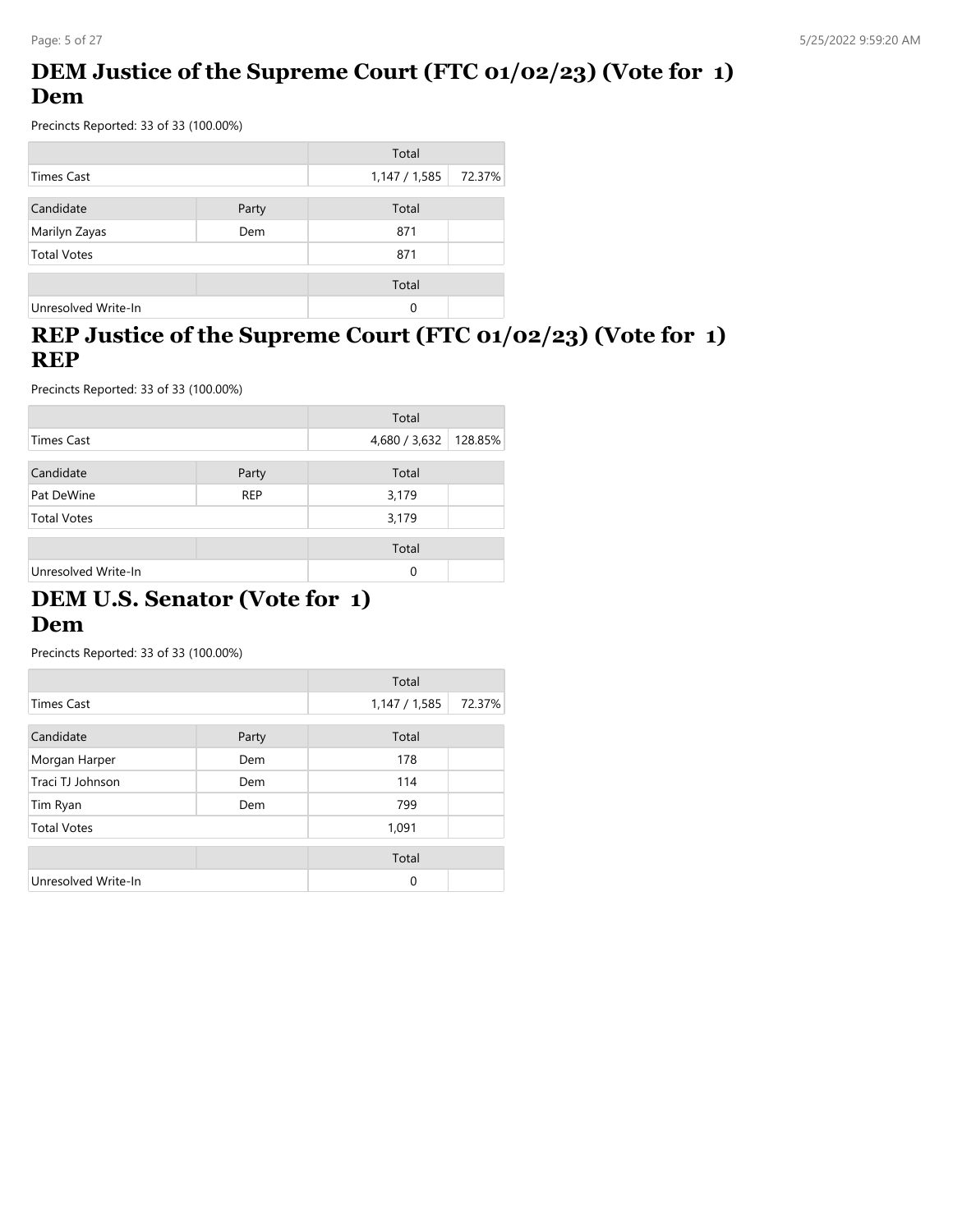## DEM Justice of the Supreme Court (FTC 01/02/23) (Vote for 1) Dem

Precincts Reported: 33 of 33 (100.00%)

| | | Total | |
|---|---|---|---|
| Times Cast | | 1,147 / 1,585 | 72.37% |

| Candidate | Party | Total | |
|---|---|---|---|
| Marilyn Zayas | Dem | 871 | |
| Total Votes | | 871 | |

| | | Total | |
|---|---|---|---|
| Unresolved Write-In | | 0 | |

## REP Justice of the Supreme Court (FTC 01/02/23) (Vote for 1) REP

Precincts Reported: 33 of 33 (100.00%)

| | | Total | |
|---|---|---|---|
| Times Cast | | 4,680 / 3,632 | 128.85% |

| Candidate | Party | Total | |
|---|---|---|---|
| Pat DeWine | REP | 3,179 | |
| Total Votes | | 3,179 | |

| | | Total | |
|---|---|---|---|
| Unresolved Write-In | | 0 | |

## DEM U.S. Senator (Vote for 1) Dem

Precincts Reported: 33 of 33 (100.00%)

| | | Total | |
|---|---|---|---|
| Times Cast | | 1,147 / 1,585 | 72.37% |

| Candidate | Party | Total | |
|---|---|---|---|
| Morgan Harper | Dem | 178 | |
| Traci TJ Johnson | Dem | 114 | |
| Tim Ryan | Dem | 799 | |
| Total Votes | | 1,091 | |

| | | Total | |
|---|---|---|---|
| Unresolved Write-In | | 0 | |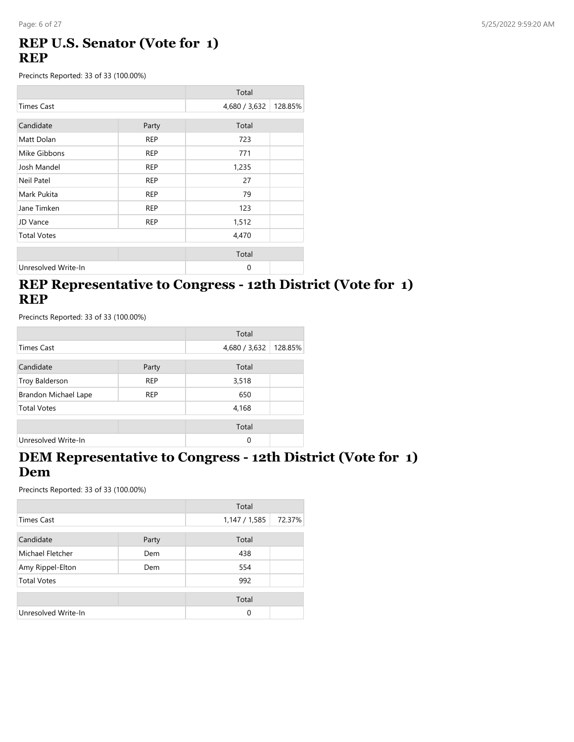## REP U.S. Senator (Vote for 1)
## REP

Precincts Reported: 33 of 33 (100.00%)

| | | Total | |
|---|---|---|---|
| Times Cast | | 4,680 / 3,632 | 128.85% |

| Candidate | Party | Total | |
|---|---|---|---|
| Matt Dolan | REP | 723 | |
| Mike Gibbons | REP | 771 | |
| Josh Mandel | REP | 1,235 | |
| Neil Patel | REP | 27 | |
| Mark Pukita | REP | 79 | |
| Jane Timken | REP | 123 | |
| JD Vance | REP | 1,512 | |
| Total Votes | | 4,470 | |

| | | Total | |
|---|---|---|---|
| Unresolved Write-In | | 0 | |

## REP Representative to Congress - 12th District (Vote for 1)
## REP

Precincts Reported: 33 of 33 (100.00%)

| | | Total | |
|---|---|---|---|
| Times Cast | | 4,680 / 3,632 | 128.85% |

| Candidate | Party | Total | |
|---|---|---|---|
| Troy Balderson | REP | 3,518 | |
| Brandon Michael Lape | REP | 650 | |
| Total Votes | | 4,168 | |

| | | Total | |
|---|---|---|---|
| Unresolved Write-In | | 0 | |

## DEM Representative to Congress - 12th District (Vote for 1)
## Dem

Precincts Reported: 33 of 33 (100.00%)

| | | Total | |
|---|---|---|---|
| Times Cast | | 1,147 / 1,585 | 72.37% |

| Candidate | Party | Total | |
|---|---|---|---|
| Michael Fletcher | Dem | 438 | |
| Amy Rippel-Elton | Dem | 554 | |
| Total Votes | | 992 | |

| | | Total | |
|---|---|---|---|
| Unresolved Write-In | | 0 | |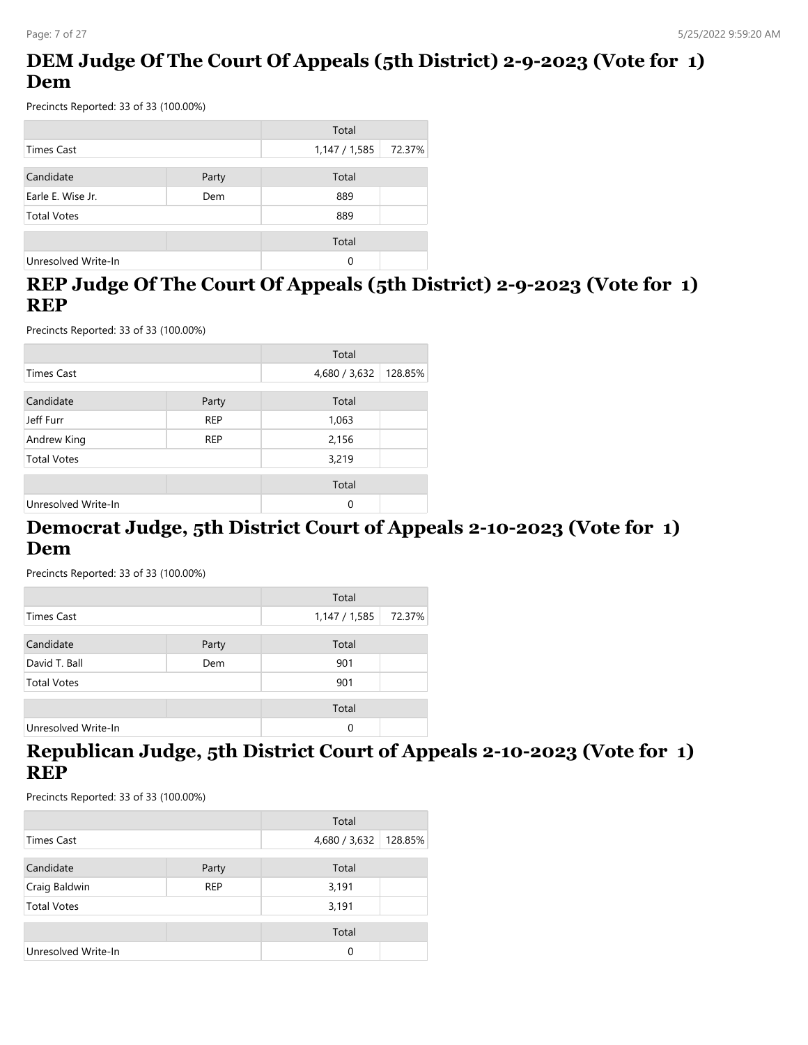## DEM Judge Of The Court Of Appeals (5th District) 2-9-2023 (Vote for 1) Dem

Precincts Reported: 33 of 33 (100.00%)

| | | Total | |
|---|---|---|---|
| Times Cast | | 1,147 / 1,585 | 72.37% |

| Candidate | Party | Total | |
|---|---|---|---|
| Earle E. Wise Jr. | Dem | 889 | |
| Total Votes | | 889 | |

| | | Total | |
|---|---|---|---|
| Unresolved Write-In | | 0 | |

## REP Judge Of The Court Of Appeals (5th District) 2-9-2023 (Vote for 1) REP

Precincts Reported: 33 of 33 (100.00%)

| | | Total | |
|---|---|---|---|
| Times Cast | | 4,680 / 3,632 | 128.85% |

| Candidate | Party | Total | |
|---|---|---|---|
| Jeff Furr | REP | 1,063 | |
| Andrew King | REP | 2,156 | |
| Total Votes | | 3,219 | |

| | | Total | |
|---|---|---|---|
| Unresolved Write-In | | 0 | |

## Democrat Judge, 5th District Court of Appeals 2-10-2023 (Vote for 1) Dem

Precincts Reported: 33 of 33 (100.00%)

| | | Total | |
|---|---|---|---|
| Times Cast | | 1,147 / 1,585 | 72.37% |

| Candidate | Party | Total | |
|---|---|---|---|
| David T. Ball | Dem | 901 | |
| Total Votes | | 901 | |

| | | Total | |
|---|---|---|---|
| Unresolved Write-In | | 0 | |

## Republican Judge, 5th District Court of Appeals 2-10-2023 (Vote for 1) REP

Precincts Reported: 33 of 33 (100.00%)

| | | Total | |
|---|---|---|---|
| Times Cast | | 4,680 / 3,632 | 128.85% |

| Candidate | Party | Total | |
|---|---|---|---|
| Craig Baldwin | REP | 3,191 | |
| Total Votes | | 3,191 | |

| | | Total | |
|---|---|---|---|
| Unresolved Write-In | | 0 | |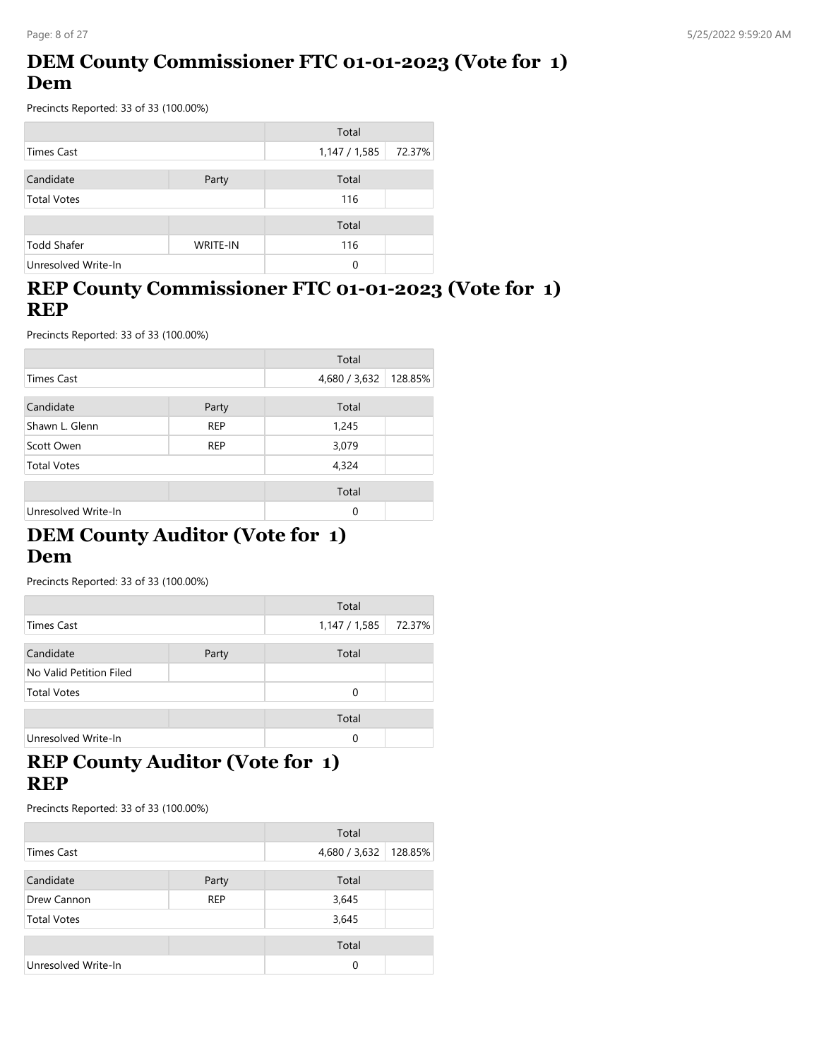## DEM County Commissioner FTC 01-01-2023 (Vote for 1) Dem

Precincts Reported: 33 of 33 (100.00%)

| | | Total | |
|---|---|---|---|
| Times Cast | | 1,147 / 1,585 | 72.37% |
| Candidate | Party | Total | |
| Total Votes | | 116 | |
| | | Total | |
| Todd Shafer | WRITE-IN | 116 | |
| Unresolved Write-In | | 0 | |

## REP County Commissioner FTC 01-01-2023 (Vote for 1) REP

Precincts Reported: 33 of 33 (100.00%)

| | | Total | |
|---|---|---|---|
| Times Cast | | 4,680 / 3,632 | 128.85% |
| Candidate | Party | Total | |
| Shawn L. Glenn | REP | 1,245 | |
| Scott Owen | REP | 3,079 | |
| Total Votes | | 4,324 | |
| | | Total | |
| Unresolved Write-In | | 0 | |

## DEM County Auditor (Vote for 1) Dem

Precincts Reported: 33 of 33 (100.00%)

| | | Total | |
|---|---|---|---|
| Times Cast | | 1,147 / 1,585 | 72.37% |
| Candidate | Party | Total | |
| No Valid Petition Filed | | | |
| Total Votes | | 0 | |
| | | Total | |
| Unresolved Write-In | | 0 | |

## REP County Auditor (Vote for 1) REP

Precincts Reported: 33 of 33 (100.00%)

| | | Total | |
|---|---|---|---|
| Times Cast | | 4,680 / 3,632 | 128.85% |
| Candidate | Party | Total | |
| Drew Cannon | REP | 3,645 | |
| Total Votes | | 3,645 | |
| | | Total | |
| Unresolved Write-In | | 0 | |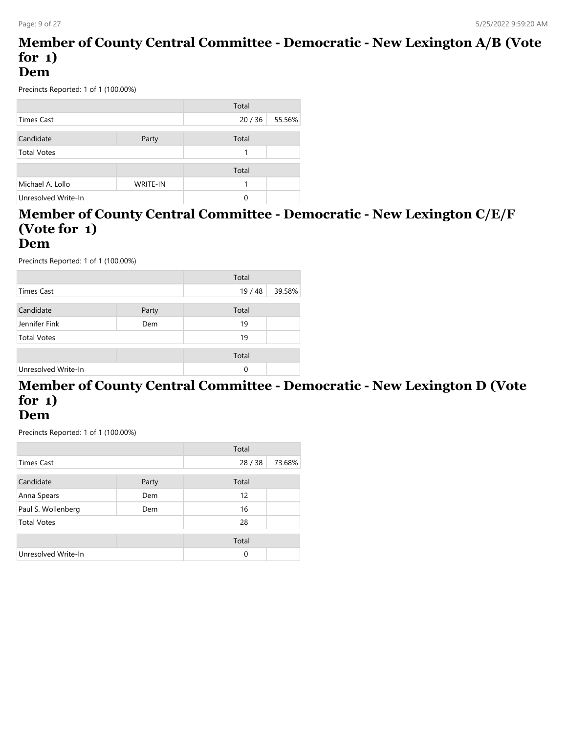# Member of County Central Committee - Democratic - New Lexington A/B (Vote for 1)
## Dem

Precincts Reported: 1 of 1 (100.00%)

| | | Total | |
|---|---|---|---|
| Times Cast | | 20 / 36 | 55.56% |

| Candidate | Party | Total | |
|---|---|---|---|
| Total Votes | | 1 | |

| | | Total | |
|---|---|---|---|
| Michael A. Lollo | WRITE-IN | 1 | |
| Unresolved Write-In | | 0 | |

# Member of County Central Committee - Democratic - New Lexington C/E/F (Vote for 1)
## Dem

Precincts Reported: 1 of 1 (100.00%)

| | | Total | |
|---|---|---|---|
| Times Cast | | 19 / 48 | 39.58% |

| Candidate | Party | Total | |
|---|---|---|---|
| Jennifer Fink | Dem | 19 | |
| Total Votes | | 19 | |

| | | Total | |
|---|---|---|---|
| Unresolved Write-In | | 0 | |

# Member of County Central Committee - Democratic - New Lexington D (Vote for 1)
## Dem

Precincts Reported: 1 of 1 (100.00%)

| | | Total | |
|---|---|---|---|
| Times Cast | | 28 / 38 | 73.68% |

| Candidate | Party | Total | |
|---|---|---|---|
| Anna Spears | Dem | 12 | |
| Paul S. Wollenberg | Dem | 16 | |
| Total Votes | | 28 | |

| | | Total | |
|---|---|---|---|
| Unresolved Write-In | | 0 | |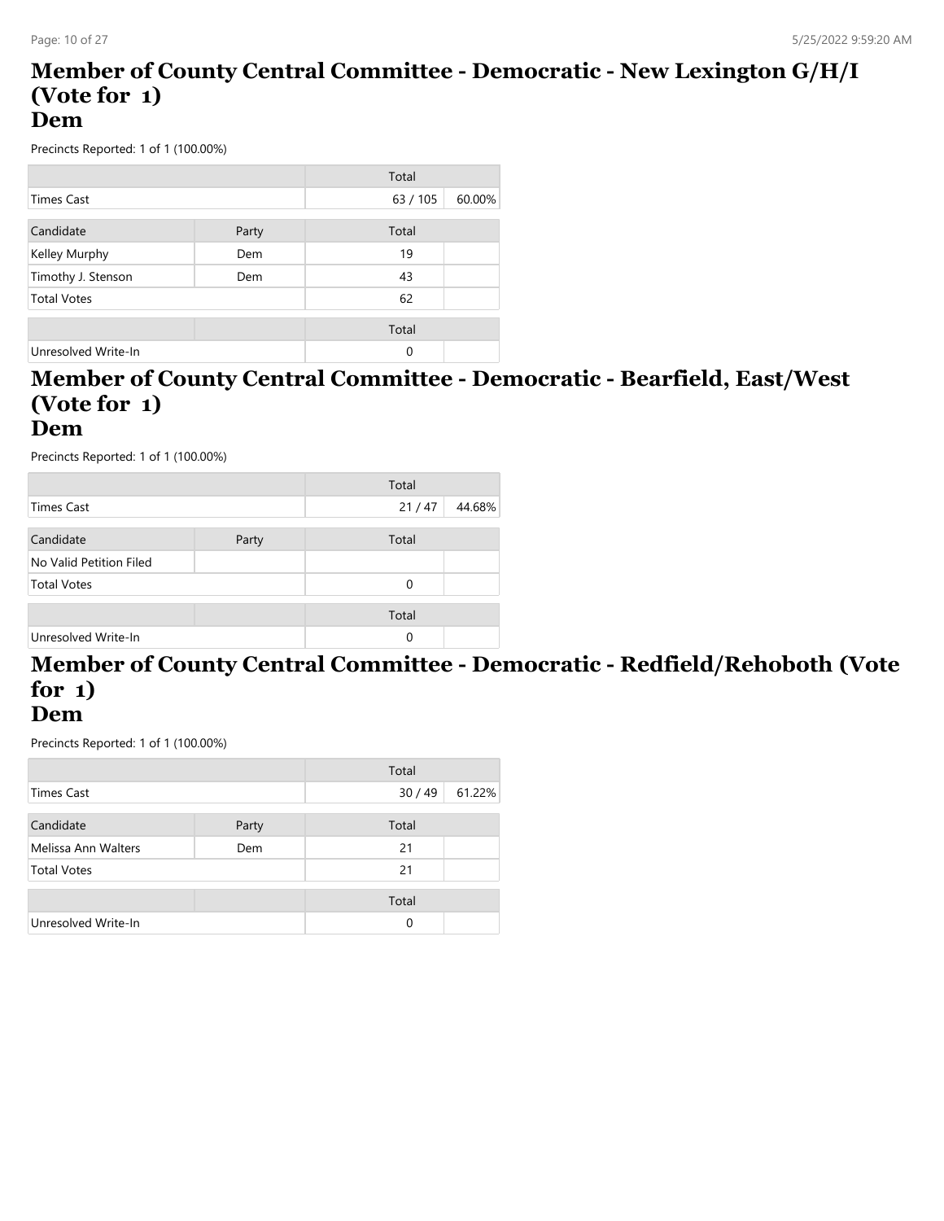# Member of County Central Committee - Democratic - New Lexington G/H/I (Vote for 1)
## Dem

Precincts Reported: 1 of 1 (100.00%)

| | | Total | |
|---|---|---|---|
| Times Cast | | 63 / 105 | 60.00% |

| Candidate | Party | Total | |
|---|---|---|---|
| Kelley Murphy | Dem | 19 | |
| Timothy J. Stenson | Dem | 43 | |
| Total Votes | | 62 | |

| | | Total | |
|---|---|---|---|
| Unresolved Write-In | | 0 | |

# Member of County Central Committee - Democratic - Bearfield, East/West (Vote for 1)
## Dem

Precincts Reported: 1 of 1 (100.00%)

| | | Total | |
|---|---|---|---|
| Times Cast | | 21 / 47 | 44.68% |

| Candidate | Party | Total | |
|---|---|---|---|
| No Valid Petition Filed | | | |
| Total Votes | | 0 | |

| | | Total | |
|---|---|---|---|
| Unresolved Write-In | | 0 | |

# Member of County Central Committee - Democratic - Redfield/Rehoboth (Vote for 1)
## Dem

Precincts Reported: 1 of 1 (100.00%)

| | | Total | |
|---|---|---|---|
| Times Cast | | 30 / 49 | 61.22% |

| Candidate | Party | Total | |
|---|---|---|---|
| Melissa Ann Walters | Dem | 21 | |
| Total Votes | | 21 | |

| | | Total | |
|---|---|---|---|
| Unresolved Write-In | | 0 | |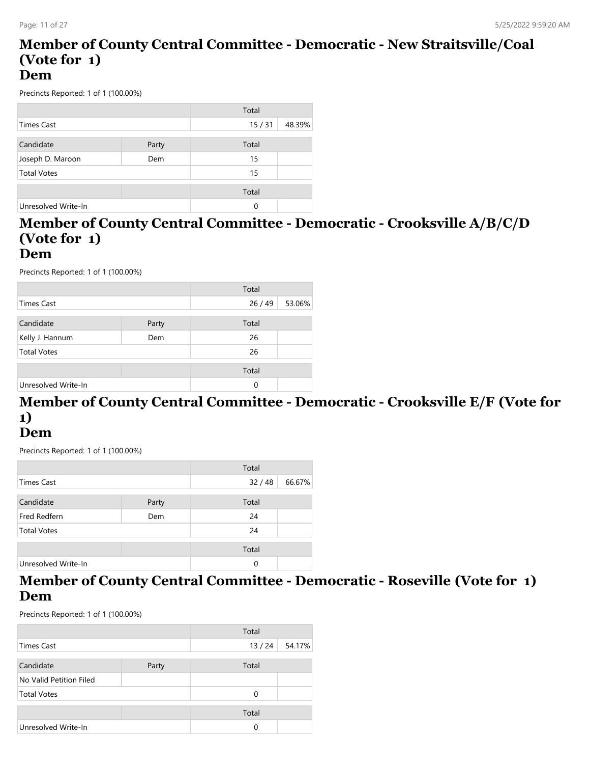## Member of County Central Committee - Democratic - New Straitsville/Coal (Vote for 1)
## Dem

Precincts Reported: 1 of 1 (100.00%)

| | | Total | |
|---|---|---|---|
| Times Cast | | 15 / 31 | 48.39% |

| Candidate | Party | Total | |
|---|---|---|---|
| Joseph D. Maroon | Dem | 15 | |
| Total Votes | | 15 | |

| | | Total | |
|---|---|---|---|
| Unresolved Write-In | | 0 | |

## Member of County Central Committee - Democratic - Crooksville A/B/C/D (Vote for 1)
## Dem

Precincts Reported: 1 of 1 (100.00%)

| | | Total | |
|---|---|---|---|
| Times Cast | | 26 / 49 | 53.06% |

| Candidate | Party | Total | |
|---|---|---|---|
| Kelly J. Hannum | Dem | 26 | |
| Total Votes | | 26 | |

| | | Total | |
|---|---|---|---|
| Unresolved Write-In | | 0 | |

## Member of County Central Committee - Democratic - Crooksville E/F (Vote for 1)
## Dem

Precincts Reported: 1 of 1 (100.00%)

| | | Total | |
|---|---|---|---|
| Times Cast | | 32 / 48 | 66.67% |

| Candidate | Party | Total | |
|---|---|---|---|
| Fred Redfern | Dem | 24 | |
| Total Votes | | 24 | |

| | | Total | |
|---|---|---|---|
| Unresolved Write-In | | 0 | |

## Member of County Central Committee - Democratic - Roseville (Vote for 1)
## Dem

Precincts Reported: 1 of 1 (100.00%)

| | | Total | |
|---|---|---|---|
| Times Cast | | 13 / 24 | 54.17% |

| Candidate | Party | Total | |
|---|---|---|---|
| No Valid Petition Filed | | | |
| Total Votes | | 0 | |

| | | Total | |
|---|---|---|---|
| Unresolved Write-In | | 0 | |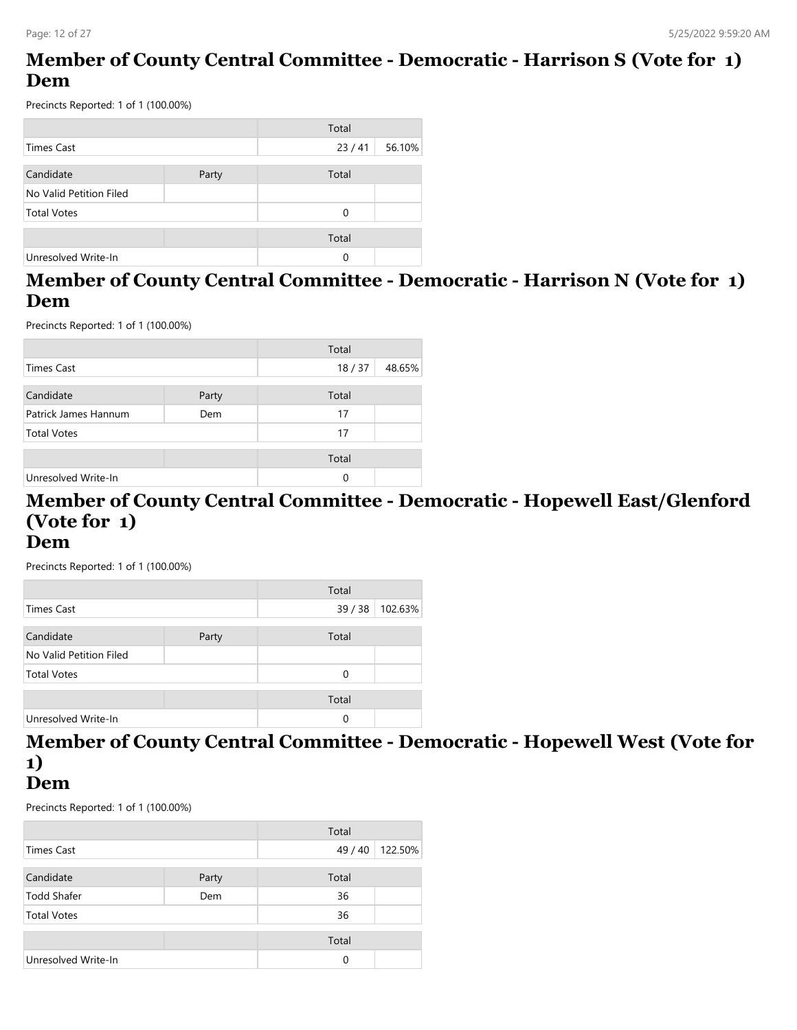## Member of County Central Committee - Democratic - Harrison S (Vote for 1) Dem

Precincts Reported: 1 of 1 (100.00%)

| | | Total | |
|---|---|---|---|
| Times Cast | | 23 / 41 | 56.10% |

| Candidate | Party | Total | |
|---|---|---|---|
| No Valid Petition Filed | | | |
| Total Votes | | 0 | |

| | | Total | |
|---|---|---|---|
| Unresolved Write-In | | 0 | |

## Member of County Central Committee - Democratic - Harrison N (Vote for 1) Dem

Precincts Reported: 1 of 1 (100.00%)

| | | Total | |
|---|---|---|---|
| Times Cast | | 18 / 37 | 48.65% |

| Candidate | Party | Total | |
|---|---|---|---|
| Patrick James Hannum | Dem | 17 | |
| Total Votes | | 17 | |

| | | Total | |
|---|---|---|---|
| Unresolved Write-In | | 0 | |

## Member of County Central Committee - Democratic - Hopewell East/Glenford (Vote for 1) Dem

Precincts Reported: 1 of 1 (100.00%)

| | | Total | |
|---|---|---|---|
| Times Cast | | 39 / 38 | 102.63% |

| Candidate | Party | Total | |
|---|---|---|---|
| No Valid Petition Filed | | | |
| Total Votes | | 0 | |

| | | Total | |
|---|---|---|---|
| Unresolved Write-In | | 0 | |

## Member of County Central Committee - Democratic - Hopewell West (Vote for 1) Dem

Precincts Reported: 1 of 1 (100.00%)

| | | Total | |
|---|---|---|---|
| Times Cast | | 49 / 40 | 122.50% |

| Candidate | Party | Total | |
|---|---|---|---|
| Todd Shafer | Dem | 36 | |
| Total Votes | | 36 | |

| | | Total | |
|---|---|---|---|
| Unresolved Write-In | | 0 | |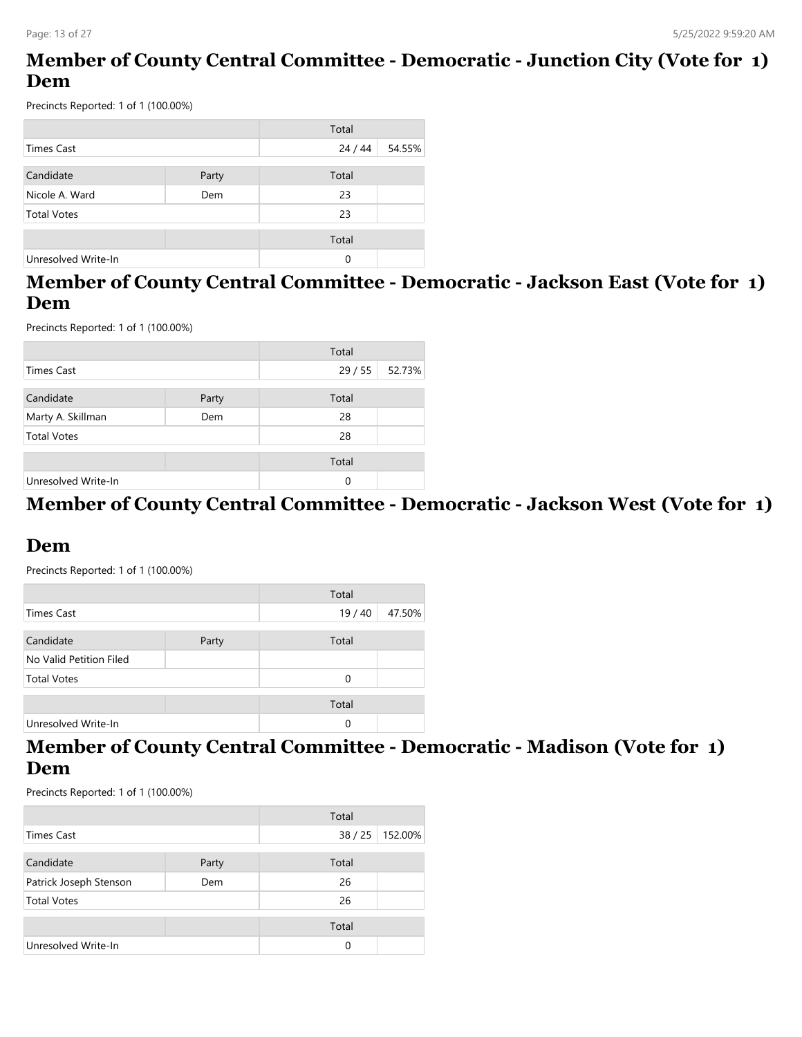## Member of County Central Committee - Democratic - Junction City (Vote for 1) Dem

Precincts Reported: 1 of 1 (100.00%)

| | | Total | |
|---|---|---|---|
| Times Cast | | 24 / 44 | 54.55% |

| Candidate | Party | Total | |
|---|---|---|---|
| Nicole A. Ward | Dem | 23 | |
| Total Votes | | 23 | |

| | | Total | |
|---|---|---|---|
| Unresolved Write-In | | 0 | |

## Member of County Central Committee - Democratic - Jackson East (Vote for 1) Dem

Precincts Reported: 1 of 1 (100.00%)

| | | Total | |
|---|---|---|---|
| Times Cast | | 29 / 55 | 52.73% |

| Candidate | Party | Total | |
|---|---|---|---|
| Marty A. Skillman | Dem | 28 | |
| Total Votes | | 28 | |

| | | Total | |
|---|---|---|---|
| Unresolved Write-In | | 0 | |

## Member of County Central Committee - Democratic - Jackson West (Vote for 1) Dem

Precincts Reported: 1 of 1 (100.00%)

| | | Total | |
|---|---|---|---|
| Times Cast | | 19 / 40 | 47.50% |

| Candidate | Party | Total | |
|---|---|---|---|
| No Valid Petition Filed | | | |
| Total Votes | | 0 | |

| | | Total | |
|---|---|---|---|
| Unresolved Write-In | | 0 | |

## Member of County Central Committee - Democratic - Madison (Vote for 1) Dem

Precincts Reported: 1 of 1 (100.00%)

| | | Total | |
|---|---|---|---|
| Times Cast | | 38 / 25 | 152.00% |

| Candidate | Party | Total | |
|---|---|---|---|
| Patrick Joseph Stenson | Dem | 26 | |
| Total Votes | | 26 | |

| | | Total | |
|---|---|---|---|
| Unresolved Write-In | | 0 | |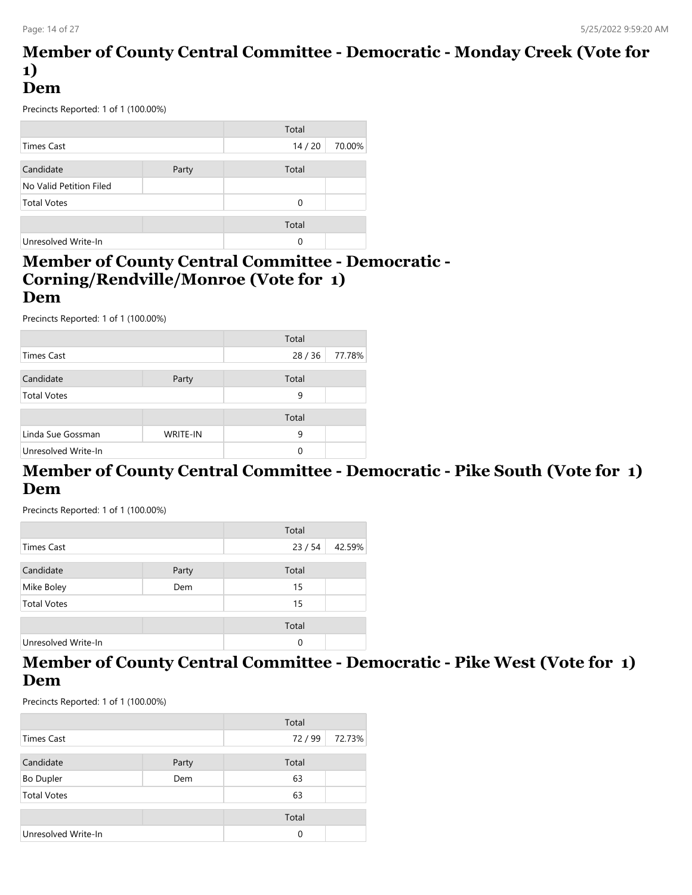## Member of County Central Committee - Democratic - Monday Creek (Vote for 1)
## Dem

Precincts Reported: 1 of 1 (100.00%)

| | | Total | |
|---|---|---|---|
| Times Cast | | 14 / 20 | 70.00% |

| Candidate | Party | Total | |
|---|---|---|---|
| No Valid Petition Filed | | | |
| Total Votes | | 0 | |

| | | Total | |
|---|---|---|---|
| Unresolved Write-In | | 0 | |

## Member of County Central Committee - Democratic - Corning/Rendville/Monroe (Vote for 1)
## Dem

Precincts Reported: 1 of 1 (100.00%)

| | | Total | |
|---|---|---|---|
| Times Cast | | 28 / 36 | 77.78% |

| Candidate | Party | Total | |
|---|---|---|---|
| Total Votes | | 9 | |

| | | Total | |
|---|---|---|---|
| Linda Sue Gossman | WRITE-IN | 9 | |
| Unresolved Write-In | | 0 | |

## Member of County Central Committee - Democratic - Pike South (Vote for 1)
## Dem

Precincts Reported: 1 of 1 (100.00%)

| | | Total | |
|---|---|---|---|
| Times Cast | | 23 / 54 | 42.59% |

| Candidate | Party | Total | |
|---|---|---|---|
| Mike Boley | Dem | 15 | |
| Total Votes | | 15 | |

| | | Total | |
|---|---|---|---|
| Unresolved Write-In | | 0 | |

## Member of County Central Committee - Democratic - Pike West (Vote for 1)
## Dem

Precincts Reported: 1 of 1 (100.00%)

| | | Total | |
|---|---|---|---|
| Times Cast | | 72 / 99 | 72.73% |

| Candidate | Party | Total | |
|---|---|---|---|
| Bo Dupler | Dem | 63 | |
| Total Votes | | 63 | |

| | | Total | |
|---|---|---|---|
| Unresolved Write-In | | 0 | |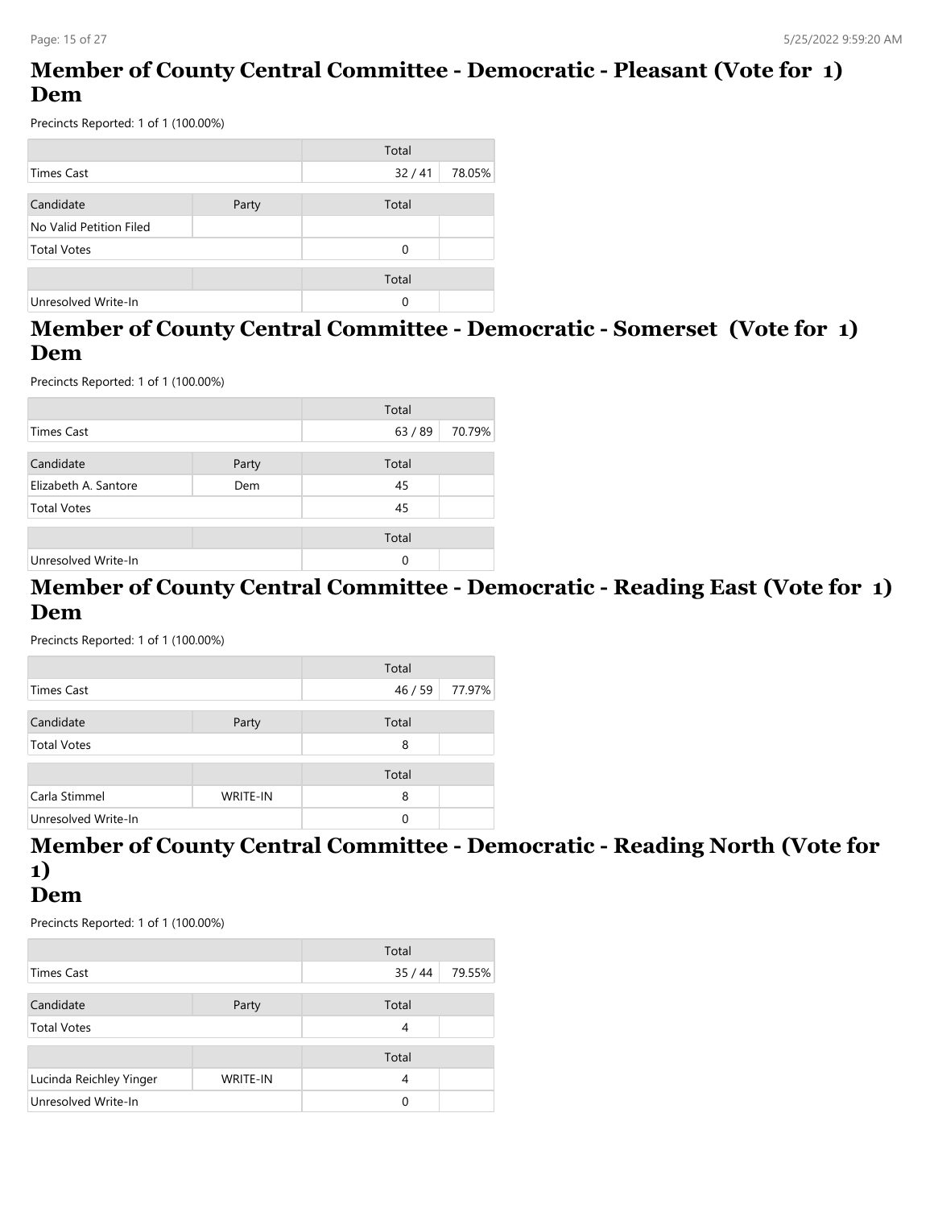# Member of County Central Committee - Democratic - Pleasant (Vote for 1) Dem

Precincts Reported: 1 of 1 (100.00%)

| | | Total | |
|---|---|---|---|
| Times Cast | | 32 / 41 | 78.05% |

| Candidate | Party | Total | |
|---|---|---|---|
| No Valid Petition Filed | | | |
| Total Votes | | 0 | |

| | | Total | |
|---|---|---|---|
| Unresolved Write-In | | 0 | |

# Member of County Central Committee - Democratic - Somerset (Vote for 1) Dem

Precincts Reported: 1 of 1 (100.00%)

| | | Total | |
|---|---|---|---|
| Times Cast | | 63 / 89 | 70.79% |

| Candidate | Party | Total | |
|---|---|---|---|
| Elizabeth A. Santore | Dem | 45 | |
| Total Votes | | 45 | |

| | | Total | |
|---|---|---|---|
| Unresolved Write-In | | 0 | |

# Member of County Central Committee - Democratic - Reading East (Vote for 1) Dem

Precincts Reported: 1 of 1 (100.00%)

| | | Total | |
|---|---|---|---|
| Times Cast | | 46 / 59 | 77.97% |

| Candidate | Party | Total | |
|---|---|---|---|
| Total Votes | | 8 | |

| | | Total | |
|---|---|---|---|
| Carla Stimmel | WRITE-IN | 8 | |
| Unresolved Write-In | | 0 | |

# Member of County Central Committee - Democratic - Reading North (Vote for 1) Dem

Precincts Reported: 1 of 1 (100.00%)

| | | Total | |
|---|---|---|---|
| Times Cast | | 35 / 44 | 79.55% |

| Candidate | Party | Total | |
|---|---|---|---|
| Total Votes | | 4 | |

| | | Total | |
|---|---|---|---|
| Lucinda Reichley Yinger | WRITE-IN | 4 | |
| Unresolved Write-In | | 0 | |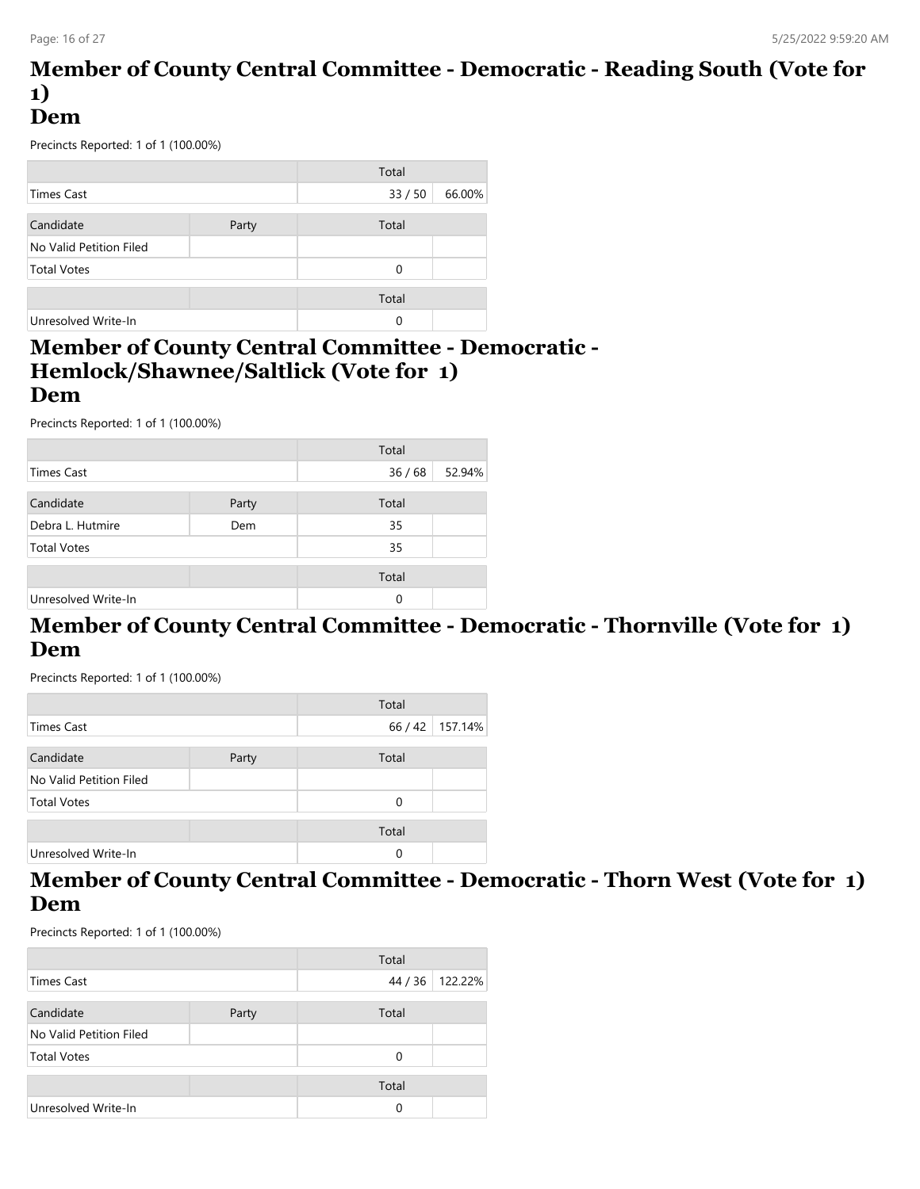## Member of County Central Committee - Democratic - Reading South (Vote for 1)
## Dem

Precincts Reported: 1 of 1 (100.00%)

| | | Total | |
|---|---|---|---|
| Times Cast | | 33 / 50 | 66.00% |

| Candidate | Party | Total | |
|---|---|---|---|
| No Valid Petition Filed | | | |
| Total Votes | | 0 | |

| | | Total | |
|---|---|---|---|
| Unresolved Write-In | | 0 | |

## Member of County Central Committee - Democratic - Hemlock/Shawnee/Saltlick (Vote for 1)
## Dem

Precincts Reported: 1 of 1 (100.00%)

| | | Total | |
|---|---|---|---|
| Times Cast | | 36 / 68 | 52.94% |

| Candidate | Party | Total | |
|---|---|---|---|
| Debra L. Hutmire | Dem | 35 | |
| Total Votes | | 35 | |

| | | Total | |
|---|---|---|---|
| Unresolved Write-In | | 0 | |

## Member of County Central Committee - Democratic - Thornville (Vote for 1)
## Dem

Precincts Reported: 1 of 1 (100.00%)

| | | Total | |
|---|---|---|---|
| Times Cast | | 66 / 42 | 157.14% |

| Candidate | Party | Total | |
|---|---|---|---|
| No Valid Petition Filed | | | |
| Total Votes | | 0 | |

| | | Total | |
|---|---|---|---|
| Unresolved Write-In | | 0 | |

## Member of County Central Committee - Democratic - Thorn West (Vote for 1)
## Dem

Precincts Reported: 1 of 1 (100.00%)

| | | Total | |
|---|---|---|---|
| Times Cast | | 44 / 36 | 122.22% |

| Candidate | Party | Total | |
|---|---|---|---|
| No Valid Petition Filed | | | |
| Total Votes | | 0 | |

| | | Total | |
|---|---|---|---|
| Unresolved Write-In | | 0 | |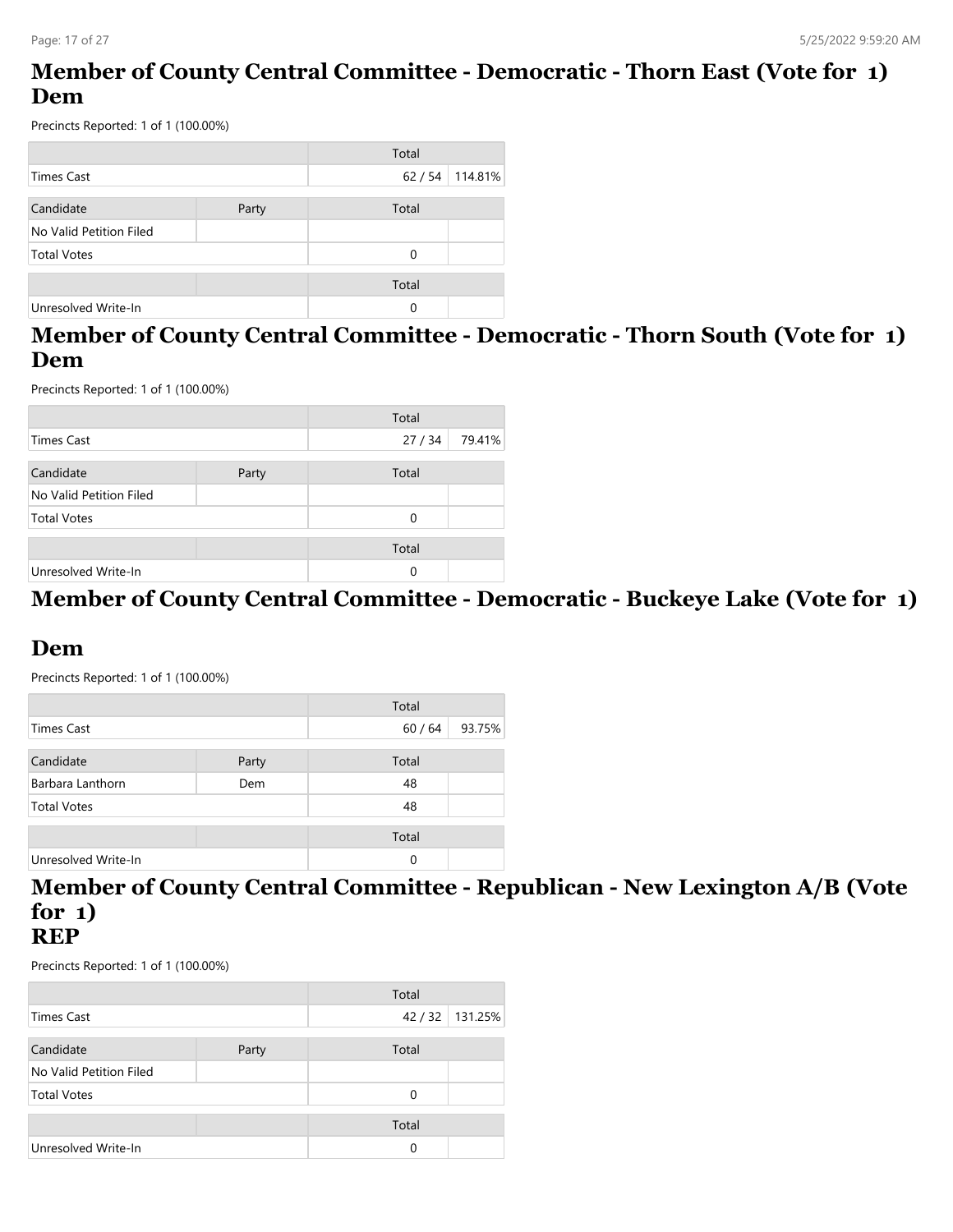# Member of County Central Committee - Democratic - Thorn East (Vote for 1) Dem

Precincts Reported: 1 of 1 (100.00%)

| | | Total | |
|---|---|---|---|
| Times Cast | | 62 / 54 | 114.81% |

| Candidate | Party | Total | |
|---|---|---|---|
| No Valid Petition Filed | | | |
| Total Votes | | 0 | |

| | | Total | |
|---|---|---|---|
| Unresolved Write-In | | 0 | |

# Member of County Central Committee - Democratic - Thorn South (Vote for 1) Dem

Precincts Reported: 1 of 1 (100.00%)

| | | Total | |
|---|---|---|---|
| Times Cast | | 27 / 34 | 79.41% |

| Candidate | Party | Total | |
|---|---|---|---|
| No Valid Petition Filed | | | |
| Total Votes | | 0 | |

| | | Total | |
|---|---|---|---|
| Unresolved Write-In | | 0 | |

# Member of County Central Committee - Democratic - Buckeye Lake (Vote for 1)

# Dem

Precincts Reported: 1 of 1 (100.00%)

| | | Total | |
|---|---|---|---|
| Times Cast | | 60 / 64 | 93.75% |

| Candidate | Party | Total | |
|---|---|---|---|
| Barbara Lanthorn | Dem | 48 | |
| Total Votes | | 48 | |

| | | Total | |
|---|---|---|---|
| Unresolved Write-In | | 0 | |

# Member of County Central Committee - Republican - New Lexington A/B (Vote for 1) REP

Precincts Reported: 1 of 1 (100.00%)

| | | Total | |
|---|---|---|---|
| Times Cast | | 42 / 32 | 131.25% |

| Candidate | Party | Total | |
|---|---|---|---|
| No Valid Petition Filed | | | |
| Total Votes | | 0 | |

| | | Total | |
|---|---|---|---|
| Unresolved Write-In | | 0 | |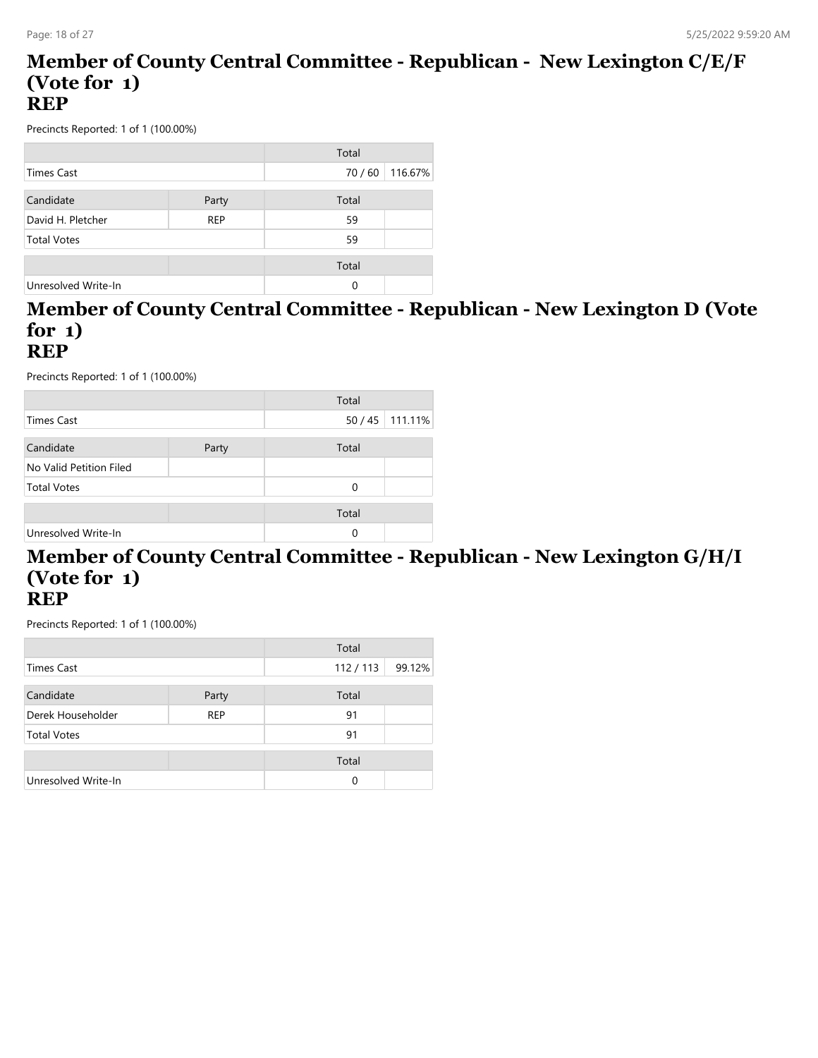## Member of County Central Committee - Republican - New Lexington C/E/F (Vote for 1)
## REP

Precincts Reported: 1 of 1 (100.00%)

| | | Total | |
|---|---|---|---|
| Times Cast | | 70 / 60 | 116.67% |

| Candidate | Party | Total | |
|---|---|---|---|
| David H. Pletcher | REP | 59 | |
| Total Votes | | 59 | |

| | | Total | |
|---|---|---|---|
| Unresolved Write-In | | 0 | |

## Member of County Central Committee - Republican - New Lexington D (Vote for 1)
## REP

Precincts Reported: 1 of 1 (100.00%)

| | | Total | |
|---|---|---|---|
| Times Cast | | 50 / 45 | 111.11% |

| Candidate | Party | Total | |
|---|---|---|---|
| No Valid Petition Filed | | | |
| Total Votes | | 0 | |

| | | Total | |
|---|---|---|---|
| Unresolved Write-In | | 0 | |

## Member of County Central Committee - Republican - New Lexington G/H/I (Vote for 1)
## REP

Precincts Reported: 1 of 1 (100.00%)

| | | Total | |
|---|---|---|---|
| Times Cast | | 112 / 113 | 99.12% |

| Candidate | Party | Total | |
|---|---|---|---|
| Derek Householder | REP | 91 | |
| Total Votes | | 91 | |

| | | Total | |
|---|---|---|---|
| Unresolved Write-In | | 0 | |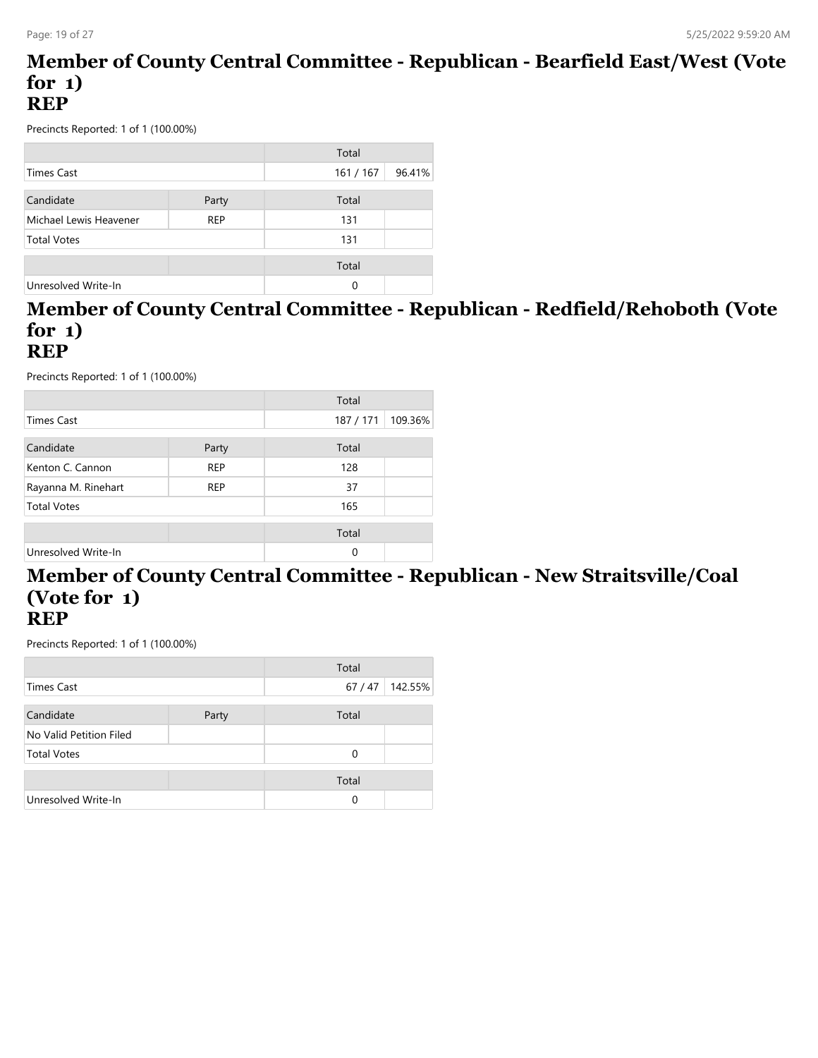## Member of County Central Committee - Republican - Bearfield East/West (Vote for 1)
## REP

Precincts Reported: 1 of 1 (100.00%)

| | | Total | |
|---|---|---|---|
| Times Cast | | 161 / 167 | 96.41% |

| Candidate | Party | Total | |
|---|---|---|---|
| Michael Lewis Heavener | REP | 131 | |
| Total Votes | | 131 | |

| | | Total | |
|---|---|---|---|
| Unresolved Write-In | | 0 | |

## Member of County Central Committee - Republican - Redfield/Rehoboth (Vote for 1)
## REP

Precincts Reported: 1 of 1 (100.00%)

| | | Total | |
|---|---|---|---|
| Times Cast | | 187 / 171 | 109.36% |

| Candidate | Party | Total | |
|---|---|---|---|
| Kenton C. Cannon | REP | 128 | |
| Rayanna M. Rinehart | REP | 37 | |
| Total Votes | | 165 | |

| | | Total | |
|---|---|---|---|
| Unresolved Write-In | | 0 | |

## Member of County Central Committee - Republican - New Straitsville/Coal (Vote for 1)
## REP

Precincts Reported: 1 of 1 (100.00%)

| | | Total | |
|---|---|---|---|
| Times Cast | | 67 / 47 | 142.55% |

| Candidate | Party | Total | |
|---|---|---|---|
| No Valid Petition Filed | | | |
| Total Votes | | 0 | |

| | | Total | |
|---|---|---|---|
| Unresolved Write-In | | 0 | |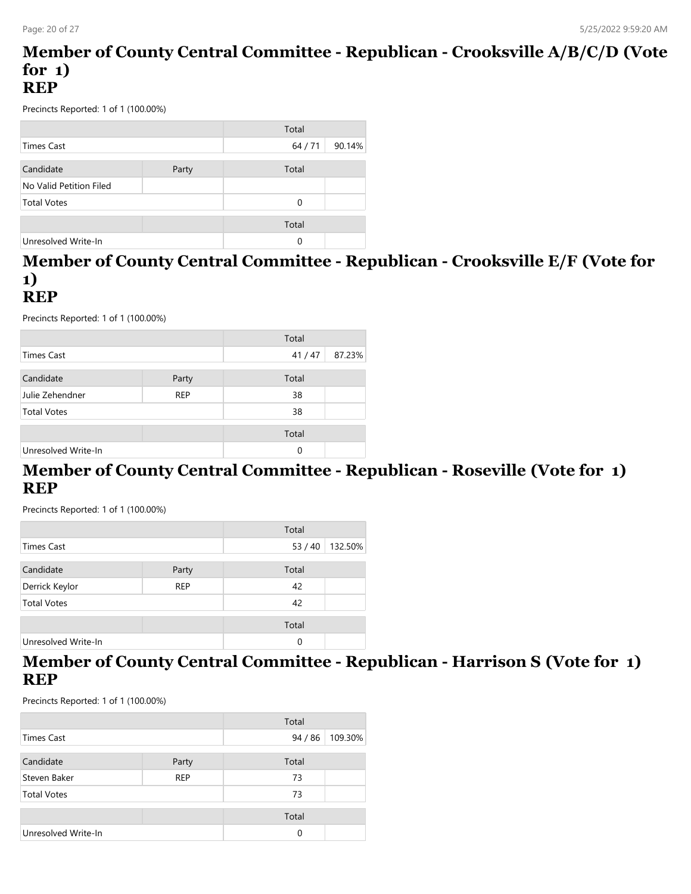## Member of County Central Committee - Republican - Crooksville A/B/C/D (Vote for 1)
## REP

Precincts Reported: 1 of 1 (100.00%)

| | Total | |
|---|---|---|
| Times Cast | 64 / 71 | 90.14% |

| Candidate | Party | Total | |
|---|---|---|---|
| No Valid Petition Filed | | | |
| Total Votes | | 0 | |

| | | Total | |
|---|---|---|---|
| Unresolved Write-In | | 0 | |

## Member of County Central Committee - Republican - Crooksville E/F (Vote for 1)
## REP

Precincts Reported: 1 of 1 (100.00%)

| | Total | |
|---|---|---|
| Times Cast | 41 / 47 | 87.23% |

| Candidate | Party | Total | |
|---|---|---|---|
| Julie Zehendner | REP | 38 | |
| Total Votes | | 38 | |

| | | Total | |
|---|---|---|---|
| Unresolved Write-In | | 0 | |

## Member of County Central Committee - Republican - Roseville (Vote for 1)
## REP

Precincts Reported: 1 of 1 (100.00%)

| | Total | |
|---|---|---|
| Times Cast | 53 / 40 | 132.50% |

| Candidate | Party | Total | |
|---|---|---|---|
| Derrick Keylor | REP | 42 | |
| Total Votes | | 42 | |

| | | Total | |
|---|---|---|---|
| Unresolved Write-In | | 0 | |

## Member of County Central Committee - Republican - Harrison S (Vote for 1)
## REP

Precincts Reported: 1 of 1 (100.00%)

| | Total | |
|---|---|---|
| Times Cast | 94 / 86 | 109.30% |

| Candidate | Party | Total | |
|---|---|---|---|
| Steven Baker | REP | 73 | |
| Total Votes | | 73 | |

| | | Total | |
|---|---|---|---|
| Unresolved Write-In | | 0 | |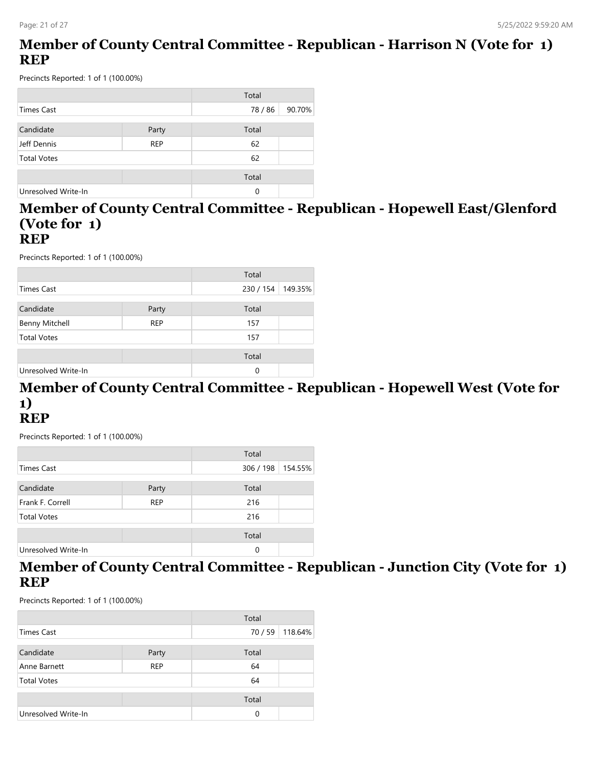## Member of County Central Committee - Republican - Harrison N (Vote for 1) REP

Precincts Reported: 1 of 1 (100.00%)

| | | Total | |
|---|---|---|---|
| Times Cast | | 78 / 86 | 90.70% |

| Candidate | Party | Total | |
|---|---|---|---|
| Jeff Dennis | REP | 62 | |
| Total Votes | | 62 | |

| | | Total | |
|---|---|---|---|
| Unresolved Write-In | | 0 | |

## Member of County Central Committee - Republican - Hopewell East/Glenford (Vote for 1) REP

Precincts Reported: 1 of 1 (100.00%)

| | | Total | |
|---|---|---|---|
| Times Cast | | 230 / 154 | 149.35% |

| Candidate | Party | Total | |
|---|---|---|---|
| Benny Mitchell | REP | 157 | |
| Total Votes | | 157 | |

| | | Total | |
|---|---|---|---|
| Unresolved Write-In | | 0 | |

## Member of County Central Committee - Republican - Hopewell West (Vote for 1) REP

Precincts Reported: 1 of 1 (100.00%)

| | | Total | |
|---|---|---|---|
| Times Cast | | 306 / 198 | 154.55% |

| Candidate | Party | Total | |
|---|---|---|---|
| Frank F. Correll | REP | 216 | |
| Total Votes | | 216 | |

| | | Total | |
|---|---|---|---|
| Unresolved Write-In | | 0 | |

## Member of County Central Committee - Republican - Junction City (Vote for 1) REP

Precincts Reported: 1 of 1 (100.00%)

| | | Total | |
|---|---|---|---|
| Times Cast | | 70 / 59 | 118.64% |

| Candidate | Party | Total | |
|---|---|---|---|
| Anne Barnett | REP | 64 | |
| Total Votes | | 64 | |

| | | Total | |
|---|---|---|---|
| Unresolved Write-In | | 0 | |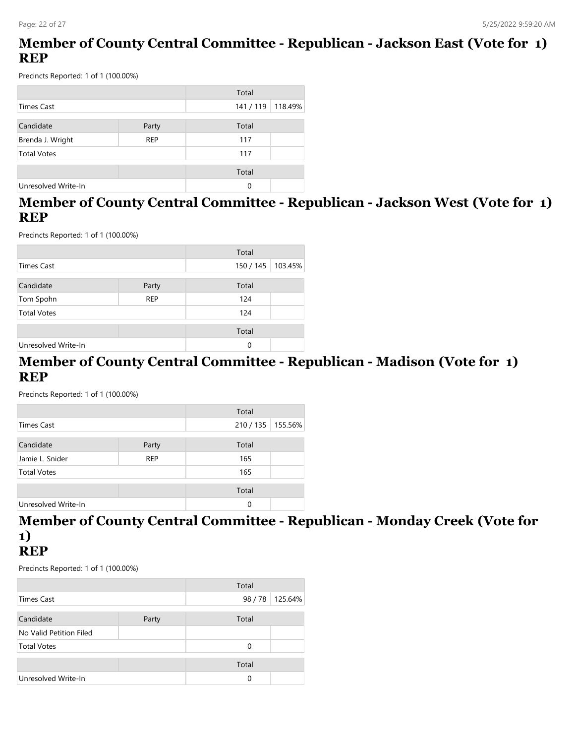## Member of County Central Committee - Republican - Jackson East (Vote for 1) REP

Precincts Reported: 1 of 1 (100.00%)

| | | Total | |
|---|---|---|---|
| Times Cast | | 141 / 119 | 118.49% |

| Candidate | Party | Total | |
|---|---|---|---|
| Brenda J. Wright | REP | 117 | |
| Total Votes | | 117 | |

| | | Total | |
|---|---|---|---|
| Unresolved Write-In | | 0 | |

## Member of County Central Committee - Republican - Jackson West (Vote for 1) REP

Precincts Reported: 1 of 1 (100.00%)

| | | Total | |
|---|---|---|---|
| Times Cast | | 150 / 145 | 103.45% |

| Candidate | Party | Total | |
|---|---|---|---|
| Tom Spohn | REP | 124 | |
| Total Votes | | 124 | |

| | | Total | |
|---|---|---|---|
| Unresolved Write-In | | 0 | |

## Member of County Central Committee - Republican - Madison (Vote for 1) REP

Precincts Reported: 1 of 1 (100.00%)

| | | Total | |
|---|---|---|---|
| Times Cast | | 210 / 135 | 155.56% |

| Candidate | Party | Total | |
|---|---|---|---|
| Jamie L. Snider | REP | 165 | |
| Total Votes | | 165 | |

| | | Total | |
|---|---|---|---|
| Unresolved Write-In | | 0 | |

## Member of County Central Committee - Republican - Monday Creek (Vote for 1) REP

Precincts Reported: 1 of 1 (100.00%)

| | | Total | |
|---|---|---|---|
| Times Cast | | 98 / 78 | 125.64% |

| Candidate | Party | Total | |
|---|---|---|---|
| No Valid Petition Filed | | | |
| Total Votes | | 0 | |

| | | Total | |
|---|---|---|---|
| Unresolved Write-In | | 0 | |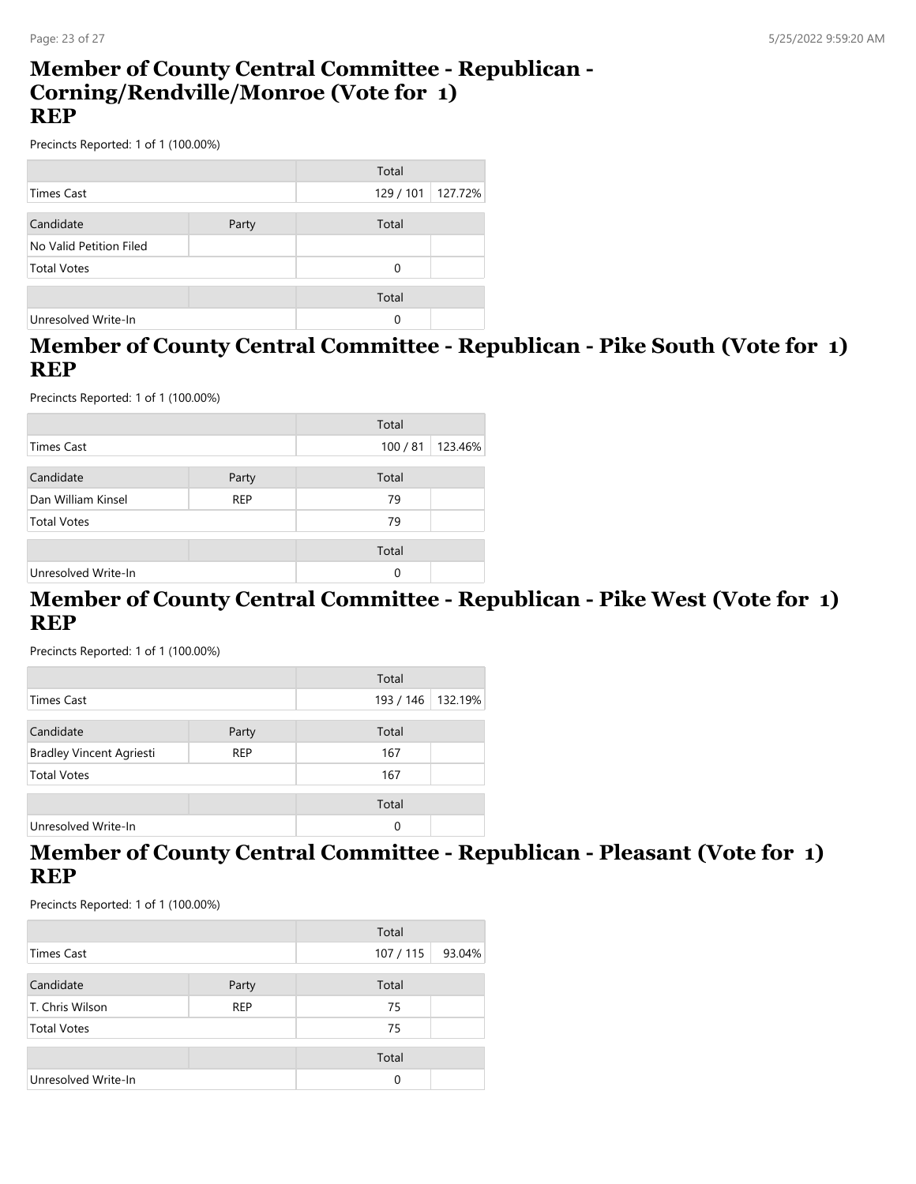## Member of County Central Committee - Republican - Corning/Rendville/Monroe (Vote for 1) REP

Precincts Reported: 1 of 1 (100.00%)

| | | Total | |
|---|---|---|---|
| Times Cast | | 129 / 101 | 127.72% |

| Candidate | Party | Total | |
|---|---|---|---|
| No Valid Petition Filed | | | |
| Total Votes | | 0 | |

| | | Total | |
|---|---|---|---|
| Unresolved Write-In | | 0 | |

## Member of County Central Committee - Republican - Pike South (Vote for 1) REP

Precincts Reported: 1 of 1 (100.00%)

| | | Total | |
|---|---|---|---|
| Times Cast | | 100 / 81 | 123.46% |

| Candidate | Party | Total | |
|---|---|---|---|
| Dan William Kinsel | REP | 79 | |
| Total Votes | | 79 | |

| | | Total | |
|---|---|---|---|
| Unresolved Write-In | | 0 | |

## Member of County Central Committee - Republican - Pike West (Vote for 1) REP

Precincts Reported: 1 of 1 (100.00%)

| | | Total | |
|---|---|---|---|
| Times Cast | | 193 / 146 | 132.19% |

| Candidate | Party | Total | |
|---|---|---|---|
| Bradley Vincent Agriesti | REP | 167 | |
| Total Votes | | 167 | |

| | | Total | |
|---|---|---|---|
| Unresolved Write-In | | 0 | |

## Member of County Central Committee - Republican - Pleasant (Vote for 1) REP

Precincts Reported: 1 of 1 (100.00%)

| | | Total | |
|---|---|---|---|
| Times Cast | | 107 / 115 | 93.04% |

| Candidate | Party | Total | |
|---|---|---|---|
| T. Chris Wilson | REP | 75 | |
| Total Votes | | 75 | |

| | | Total | |
|---|---|---|---|
| Unresolved Write-In | | 0 | |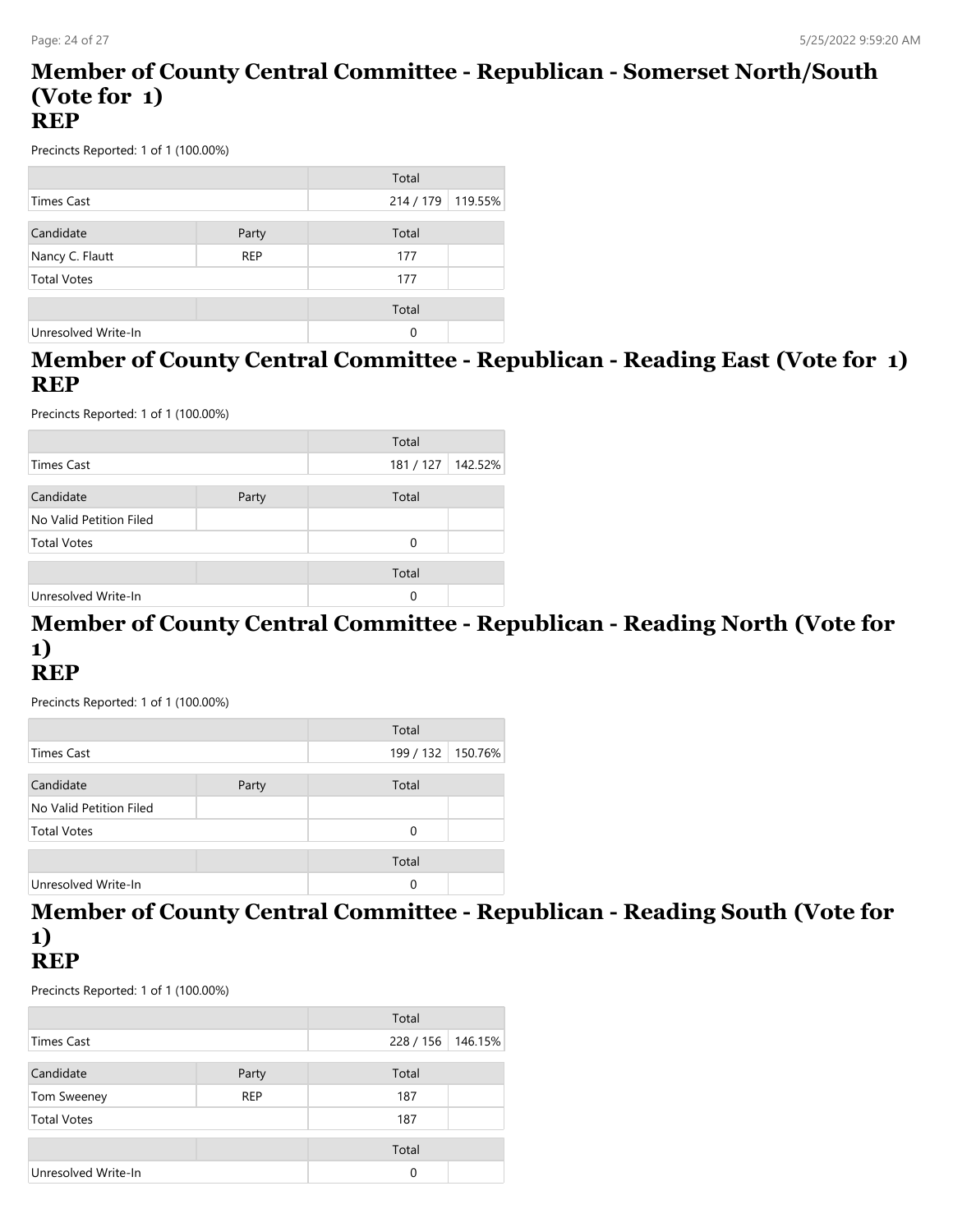## Member of County Central Committee - Republican - Somerset North/South (Vote for 1) REP

Precincts Reported: 1 of 1 (100.00%)

| | | Total | |
|---|---|---|---|
| Times Cast | | 214 / 179 | 119.55% |

| Candidate | Party | Total | |
|---|---|---|---|
| Nancy C. Flautt | REP | 177 | |
| Total Votes | | 177 | |

| | | Total | |
|---|---|---|---|
| Unresolved Write-In | | 0 | |

## Member of County Central Committee - Republican - Reading East (Vote for 1) REP

Precincts Reported: 1 of 1 (100.00%)

| | | Total | |
|---|---|---|---|
| Times Cast | | 181 / 127 | 142.52% |

| Candidate | Party | Total | |
|---|---|---|---|
| No Valid Petition Filed | | | |
| Total Votes | | 0 | |

| | | Total | |
|---|---|---|---|
| Unresolved Write-In | | 0 | |

## Member of County Central Committee - Republican - Reading North (Vote for 1) REP

Precincts Reported: 1 of 1 (100.00%)

| | | Total | |
|---|---|---|---|
| Times Cast | | 199 / 132 | 150.76% |

| Candidate | Party | Total | |
|---|---|---|---|
| No Valid Petition Filed | | | |
| Total Votes | | 0 | |

| | | Total | |
|---|---|---|---|
| Unresolved Write-In | | 0 | |

## Member of County Central Committee - Republican - Reading South (Vote for 1) REP

Precincts Reported: 1 of 1 (100.00%)

| | | Total | |
|---|---|---|---|
| Times Cast | | 228 / 156 | 146.15% |

| Candidate | Party | Total | |
|---|---|---|---|
| Tom Sweeney | REP | 187 | |
| Total Votes | | 187 | |

| | | Total | |
|---|---|---|---|
| Unresolved Write-In | | 0 | |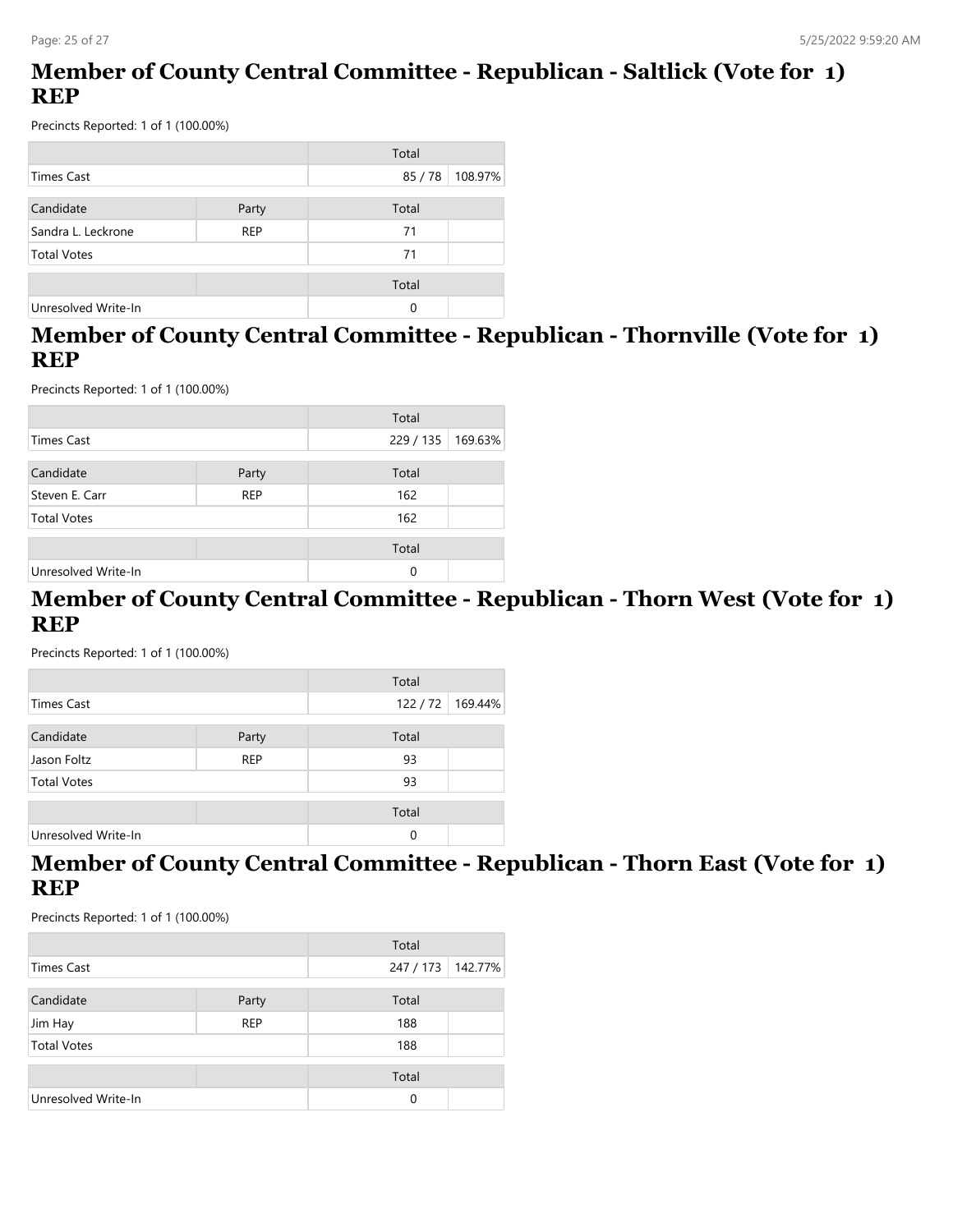## Member of County Central Committee - Republican - Saltlick (Vote for 1) REP

Precincts Reported: 1 of 1 (100.00%)

| | Total | |
|---|---|---|
| Times Cast | 85 / 78 | 108.97% |

| Candidate | Party | Total | |
|---|---|---|---|
| Sandra L. Leckrone | REP | 71 | |
| Total Votes | | 71 | |

| | | Total | |
|---|---|---|---|
| Unresolved Write-In | | 0 | |

## Member of County Central Committee - Republican - Thornville (Vote for 1) REP

Precincts Reported: 1 of 1 (100.00%)

| | Total | |
|---|---|---|
| Times Cast | 229 / 135 | 169.63% |

| Candidate | Party | Total | |
|---|---|---|---|
| Steven E. Carr | REP | 162 | |
| Total Votes | | 162 | |

| | | Total | |
|---|---|---|---|
| Unresolved Write-In | | 0 | |

## Member of County Central Committee - Republican - Thorn West (Vote for 1) REP

Precincts Reported: 1 of 1 (100.00%)

| | Total | |
|---|---|---|
| Times Cast | 122 / 72 | 169.44% |

| Candidate | Party | Total | |
|---|---|---|---|
| Jason Foltz | REP | 93 | |
| Total Votes | | 93 | |

| | | Total | |
|---|---|---|---|
| Unresolved Write-In | | 0 | |

## Member of County Central Committee - Republican - Thorn East (Vote for 1) REP

Precincts Reported: 1 of 1 (100.00%)

| | Total | |
|---|---|---|
| Times Cast | 247 / 173 | 142.77% |

| Candidate | Party | Total | |
|---|---|---|---|
| Jim Hay | REP | 188 | |
| Total Votes | | 188 | |

| | | Total | |
|---|---|---|---|
| Unresolved Write-In | | 0 | |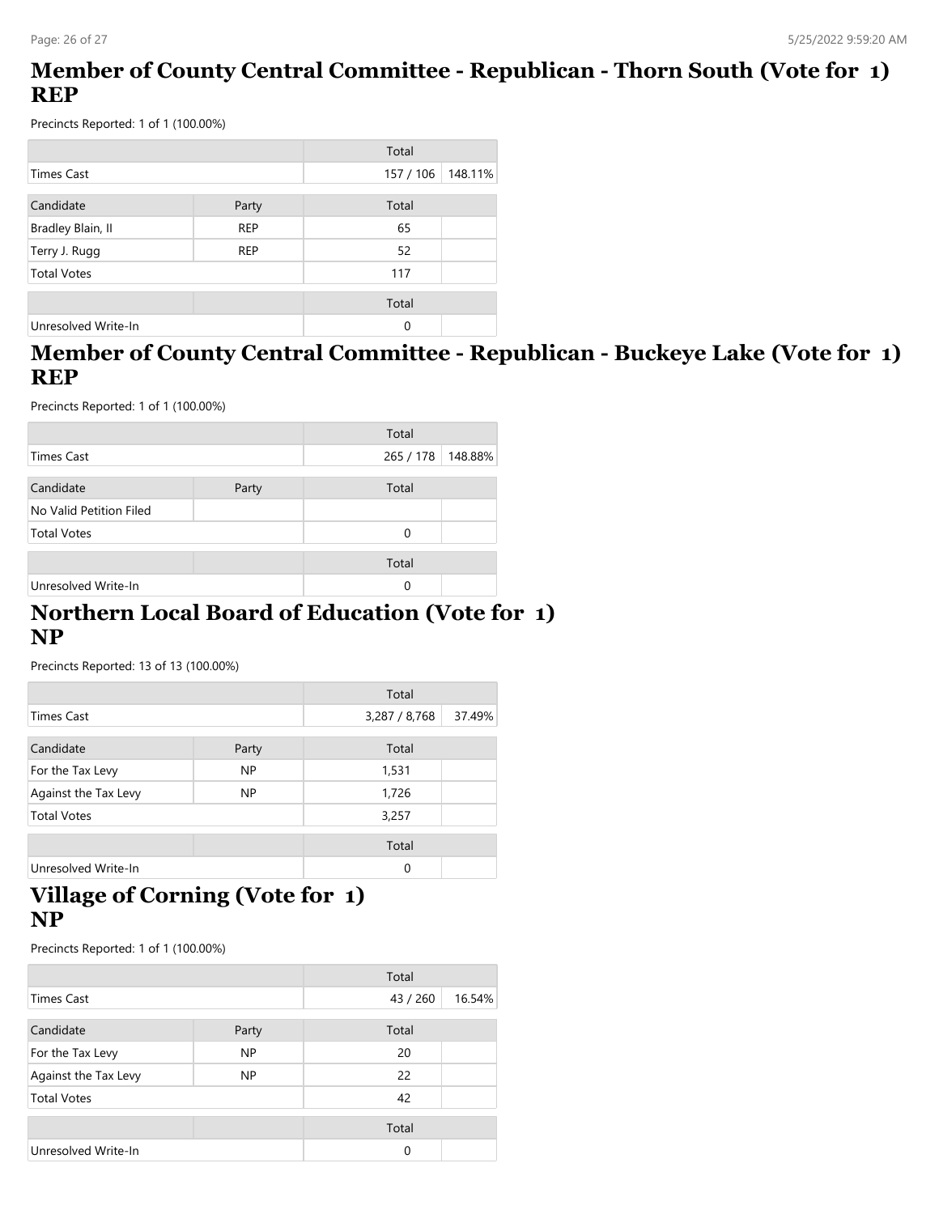## Member of County Central Committee - Republican - Thorn South (Vote for 1) REP

Precincts Reported: 1 of 1 (100.00%)

| | | Total | |
|---|---|---|---|
| Times Cast | | 157 / 106 | 148.11% |

| Candidate | Party | Total | |
|---|---|---|---|
| Bradley Blain, II | REP | 65 | |
| Terry J. Rugg | REP | 52 | |
| Total Votes | | 117 | |

| | | Total | |
|---|---|---|---|
| Unresolved Write-In | | 0 | |

## Member of County Central Committee - Republican - Buckeye Lake (Vote for 1) REP

Precincts Reported: 1 of 1 (100.00%)

| | | Total | |
|---|---|---|---|
| Times Cast | | 265 / 178 | 148.88% |

| Candidate | Party | Total | |
|---|---|---|---|
| No Valid Petition Filed | | | |
| Total Votes | | 0 | |

| | | Total | |
|---|---|---|---|
| Unresolved Write-In | | 0 | |

## Northern Local Board of Education (Vote for 1) NP

Precincts Reported: 13 of 13 (100.00%)

| | | Total | |
|---|---|---|---|
| Times Cast | | 3,287 / 8,768 | 37.49% |

| Candidate | Party | Total | |
|---|---|---|---|
| For the Tax Levy | NP | 1,531 | |
| Against the Tax Levy | NP | 1,726 | |
| Total Votes | | 3,257 | |

| | | Total | |
|---|---|---|---|
| Unresolved Write-In | | 0 | |

## Village of Corning (Vote for 1) NP

Precincts Reported: 1 of 1 (100.00%)

| | | Total | |
|---|---|---|---|
| Times Cast | | 43 / 260 | 16.54% |

| Candidate | Party | Total | |
|---|---|---|---|
| For the Tax Levy | NP | 20 | |
| Against the Tax Levy | NP | 22 | |
| Total Votes | | 42 | |

| | | Total | |
|---|---|---|---|
| Unresolved Write-In | | 0 | |